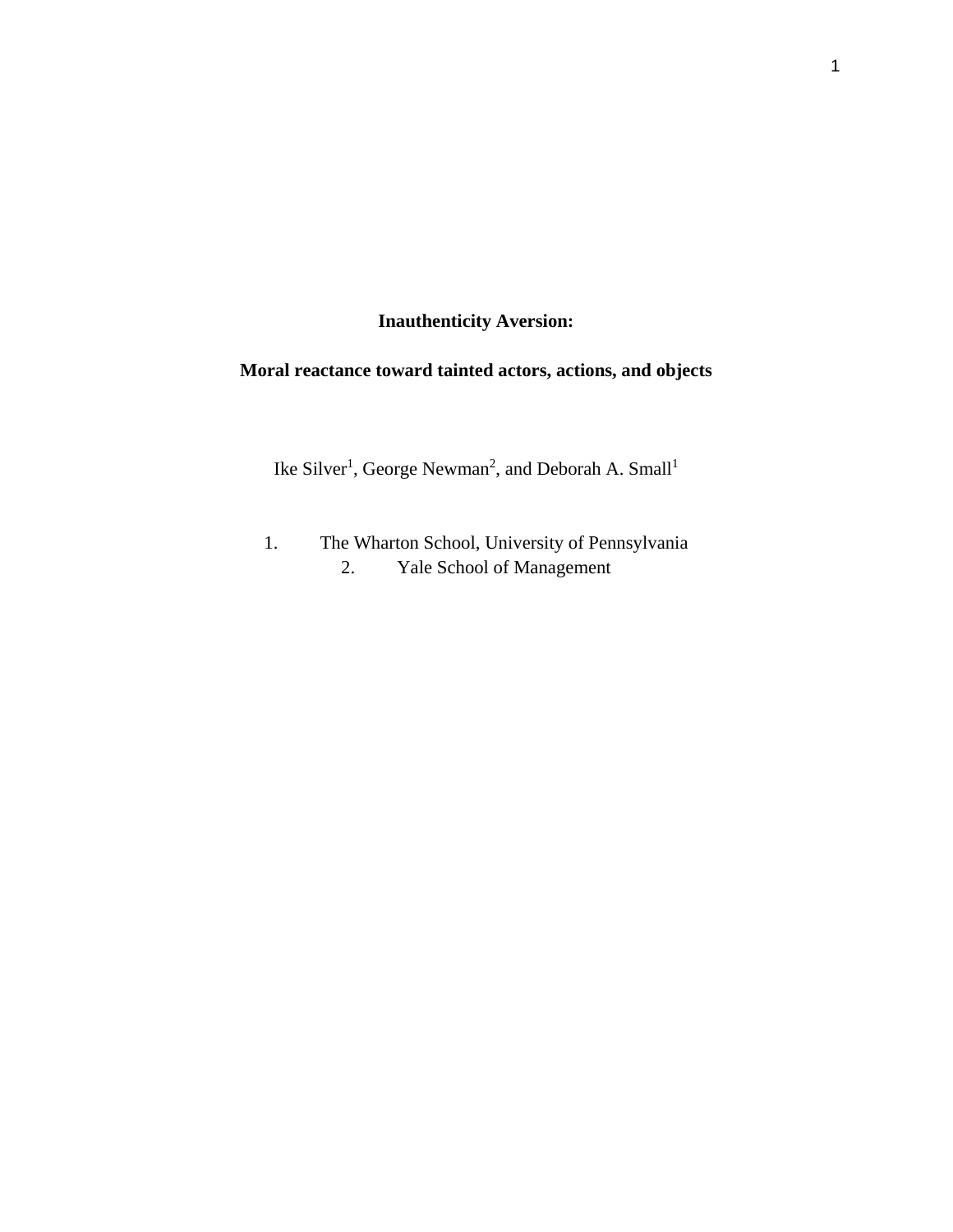# Inauthenticity Aversion:

## Moral reactance toward tainted actors, actions, and objects

Ike Silver[1], George Newman[2], and Deborah A. Small[1]

1. The Wharton School, University of Pennsylvania
2. Yale School of Management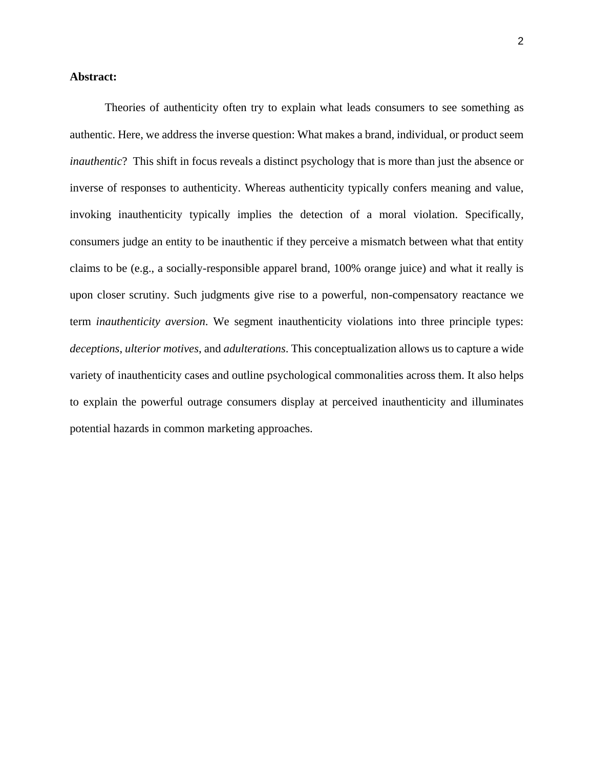**Abstract:**

Theories of authenticity often try to explain what leads consumers to see something as authentic. Here, we address the inverse question: What makes a brand, individual, or product seem *inauthentic*? This shift in focus reveals a distinct psychology that is more than just the absence or inverse of responses to authenticity. Whereas authenticity typically confers meaning and value, invoking inauthenticity typically implies the detection of a moral violation. Specifically, consumers judge an entity to be inauthentic if they perceive a mismatch between what that entity claims to be (e.g., a socially-responsible apparel brand, 100% orange juice) and what it really is upon closer scrutiny. Such judgments give rise to a powerful, non-compensatory reactance we term *inauthenticity aversion*. We segment inauthenticity violations into three principle types: *deceptions*, *ulterior motives*, and *adulterations*. This conceptualization allows us to capture a wide variety of inauthenticity cases and outline psychological commonalities across them. It also helps to explain the powerful outrage consumers display at perceived inauthenticity and illuminates potential hazards in common marketing approaches.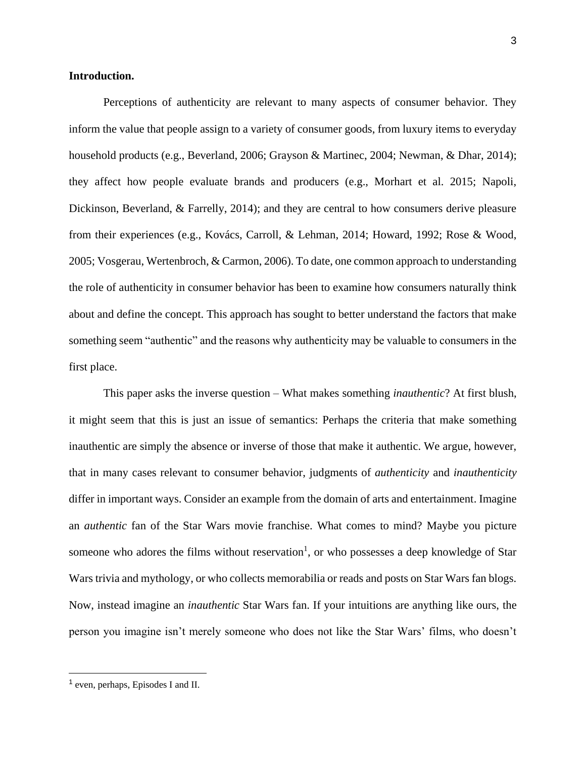**Introduction.**

Perceptions of authenticity are relevant to many aspects of consumer behavior. They inform the value that people assign to a variety of consumer goods, from luxury items to everyday household products (e.g., Beverland, 2006; Grayson & Martinec, 2004; Newman, & Dhar, 2014); they affect how people evaluate brands and producers (e.g., Morhart et al. 2015; Napoli, Dickinson, Beverland, & Farrelly, 2014); and they are central to how consumers derive pleasure from their experiences (e.g., Kovács, Carroll, & Lehman, 2014; Howard, 1992; Rose & Wood, 2005; Vosgerau, Wertenbroch, & Carmon, 2006). To date, one common approach to understanding the role of authenticity in consumer behavior has been to examine how consumers naturally think about and define the concept. This approach has sought to better understand the factors that make something seem "authentic" and the reasons why authenticity may be valuable to consumers in the first place.

This paper asks the inverse question – What makes something *inauthentic*? At first blush, it might seem that this is just an issue of semantics: Perhaps the criteria that make something inauthentic are simply the absence or inverse of those that make it authentic. We argue, however, that in many cases relevant to consumer behavior, judgments of *authenticity* and *inauthenticity* differ in important ways. Consider an example from the domain of arts and entertainment. Imagine an *authentic* fan of the Star Wars movie franchise. What comes to mind? Maybe you picture someone who adores the films without reservation[1], or who possesses a deep knowledge of Star Wars trivia and mythology, or who collects memorabilia or reads and posts on Star Wars fan blogs. Now, instead imagine an *inauthentic* Star Wars fan. If your intuitions are anything like ours, the person you imagine isn't merely someone who does not like the Star Wars' films, who doesn't

[1] even, perhaps, Episodes I and II.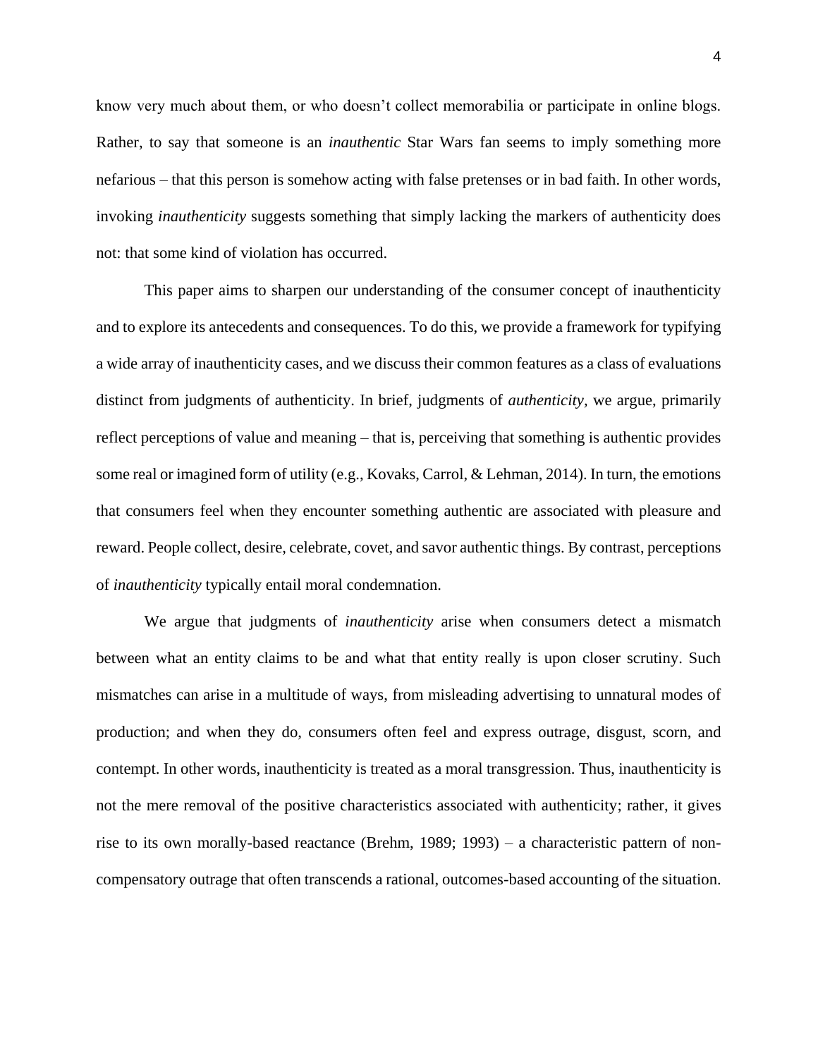know very much about them, or who doesn't collect memorabilia or participate in online blogs. Rather, to say that someone is an *inauthentic* Star Wars fan seems to imply something more nefarious – that this person is somehow acting with false pretenses or in bad faith. In other words, invoking *inauthenticity* suggests something that simply lacking the markers of authenticity does not: that some kind of violation has occurred.

This paper aims to sharpen our understanding of the consumer concept of inauthenticity and to explore its antecedents and consequences. To do this, we provide a framework for typifying a wide array of inauthenticity cases, and we discuss their common features as a class of evaluations distinct from judgments of authenticity. In brief, judgments of *authenticity*, we argue, primarily reflect perceptions of value and meaning – that is, perceiving that something is authentic provides some real or imagined form of utility (e.g., Kovaks, Carrol, & Lehman, 2014). In turn, the emotions that consumers feel when they encounter something authentic are associated with pleasure and reward. People collect, desire, celebrate, covet, and savor authentic things. By contrast, perceptions of *inauthenticity* typically entail moral condemnation.

We argue that judgments of *inauthenticity* arise when consumers detect a mismatch between what an entity claims to be and what that entity really is upon closer scrutiny. Such mismatches can arise in a multitude of ways, from misleading advertising to unnatural modes of production; and when they do, consumers often feel and express outrage, disgust, scorn, and contempt. In other words, inauthenticity is treated as a moral transgression. Thus, inauthenticity is not the mere removal of the positive characteristics associated with authenticity; rather, it gives rise to its own morally-based reactance (Brehm, 1989; 1993) – a characteristic pattern of non-compensatory outrage that often transcends a rational, outcomes-based accounting of the situation.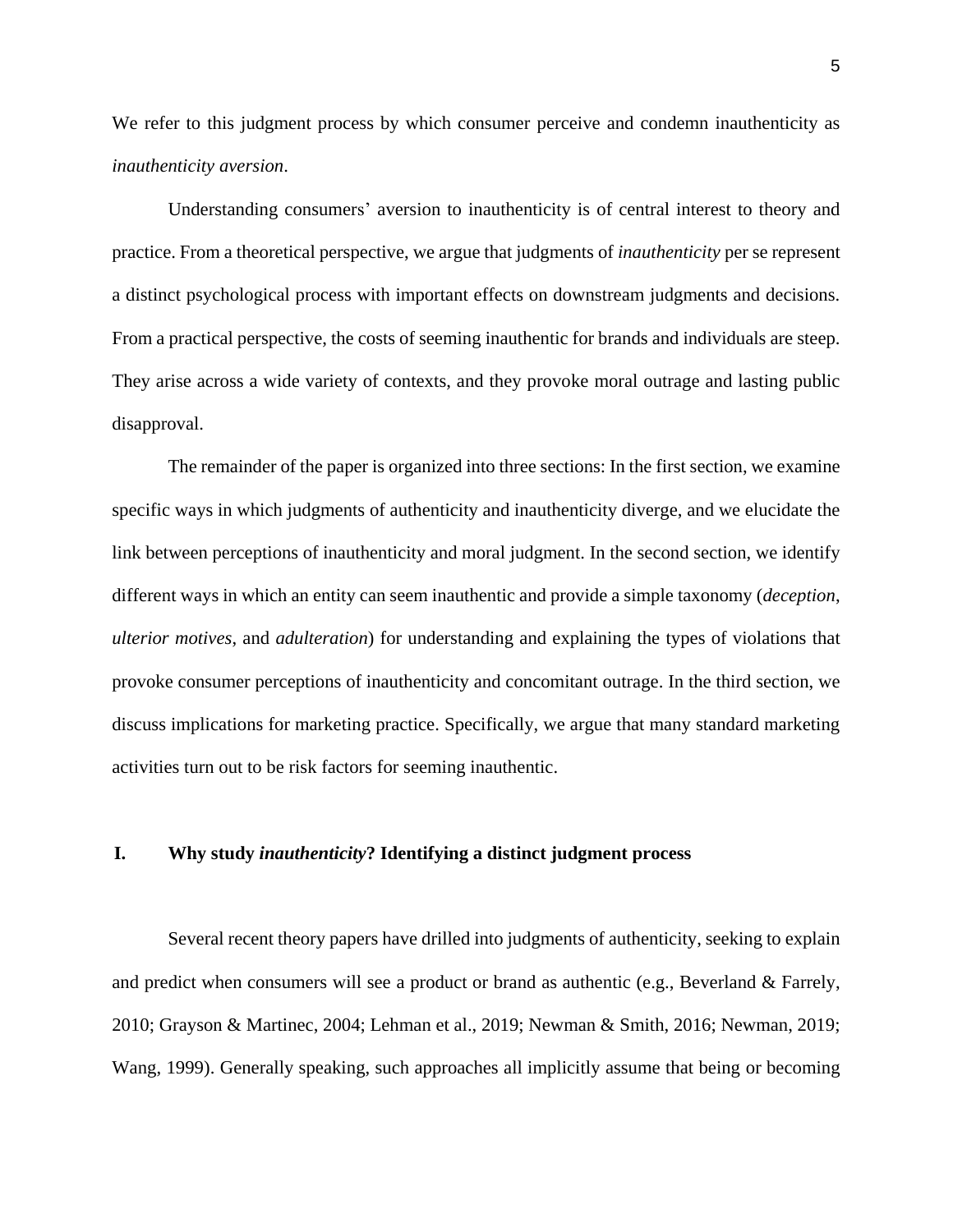We refer to this judgment process by which consumer perceive and condemn inauthenticity as *inauthenticity aversion*.

Understanding consumers' aversion to inauthenticity is of central interest to theory and practice. From a theoretical perspective, we argue that judgments of *inauthenticity* per se represent a distinct psychological process with important effects on downstream judgments and decisions. From a practical perspective, the costs of seeming inauthentic for brands and individuals are steep. They arise across a wide variety of contexts, and they provoke moral outrage and lasting public disapproval.

The remainder of the paper is organized into three sections: In the first section, we examine specific ways in which judgments of authenticity and inauthenticity diverge, and we elucidate the link between perceptions of inauthenticity and moral judgment. In the second section, we identify different ways in which an entity can seem inauthentic and provide a simple taxonomy (*deception*, *ulterior motives*, and *adulteration*) for understanding and explaining the types of violations that provoke consumer perceptions of inauthenticity and concomitant outrage. In the third section, we discuss implications for marketing practice. Specifically, we argue that many standard marketing activities turn out to be risk factors for seeming inauthentic.

## I. Why study *inauthenticity*? Identifying a distinct judgment process

Several recent theory papers have drilled into judgments of authenticity, seeking to explain and predict when consumers will see a product or brand as authentic (e.g., Beverland & Farrely, 2010; Grayson & Martinec, 2004; Lehman et al., 2019; Newman & Smith, 2016; Newman, 2019; Wang, 1999). Generally speaking, such approaches all implicitly assume that being or becoming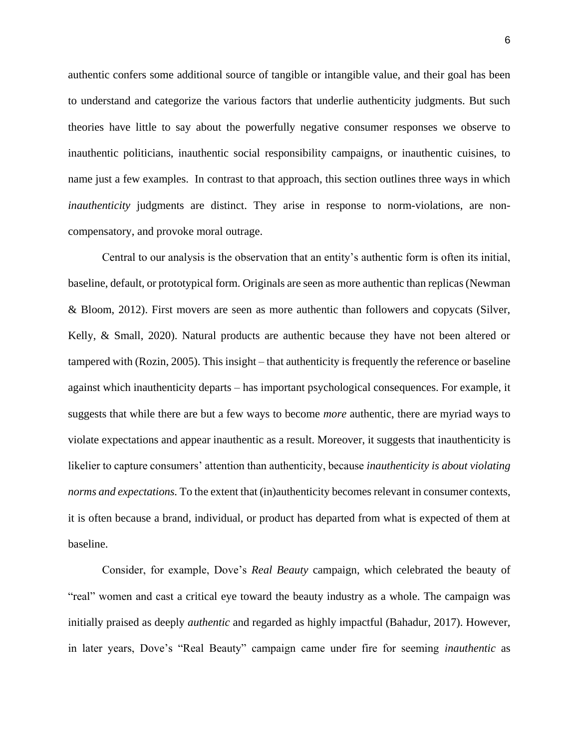authentic confers some additional source of tangible or intangible value, and their goal has been to understand and categorize the various factors that underlie authenticity judgments. But such theories have little to say about the powerfully negative consumer responses we observe to inauthentic politicians, inauthentic social responsibility campaigns, or inauthentic cuisines, to name just a few examples. In contrast to that approach, this section outlines three ways in which *inauthenticity* judgments are distinct. They arise in response to norm-violations, are non-compensatory, and provoke moral outrage.

Central to our analysis is the observation that an entity's authentic form is often its initial, baseline, default, or prototypical form. Originals are seen as more authentic than replicas (Newman & Bloom, 2012). First movers are seen as more authentic than followers and copycats (Silver, Kelly, & Small, 2020). Natural products are authentic because they have not been altered or tampered with (Rozin, 2005). This insight – that authenticity is frequently the reference or baseline against which inauthenticity departs – has important psychological consequences. For example, it suggests that while there are but a few ways to become *more* authentic, there are myriad ways to violate expectations and appear inauthentic as a result. Moreover, it suggests that inauthenticity is likelier to capture consumers' attention than authenticity, because *inauthenticity is about violating norms and expectations.* To the extent that (in)authenticity becomes relevant in consumer contexts, it is often because a brand, individual, or product has departed from what is expected of them at baseline.

Consider, for example, Dove's *Real Beauty* campaign, which celebrated the beauty of "real" women and cast a critical eye toward the beauty industry as a whole. The campaign was initially praised as deeply *authentic* and regarded as highly impactful (Bahadur, 2017). However, in later years, Dove's "Real Beauty" campaign came under fire for seeming *inauthentic* as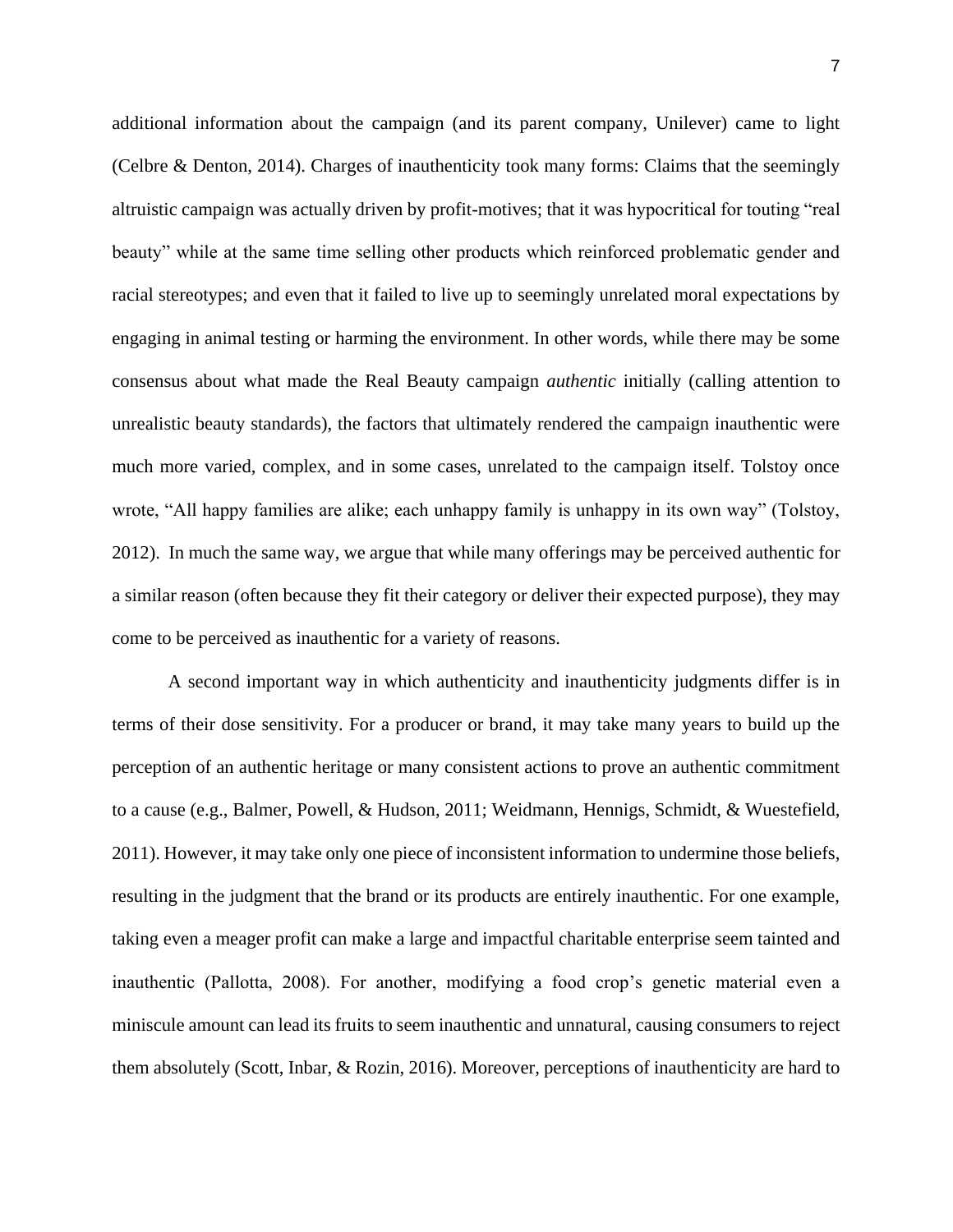additional information about the campaign (and its parent company, Unilever) came to light (Celbre & Denton, 2014). Charges of inauthenticity took many forms: Claims that the seemingly altruistic campaign was actually driven by profit-motives; that it was hypocritical for touting "real beauty" while at the same time selling other products which reinforced problematic gender and racial stereotypes; and even that it failed to live up to seemingly unrelated moral expectations by engaging in animal testing or harming the environment. In other words, while there may be some consensus about what made the Real Beauty campaign *authentic* initially (calling attention to unrealistic beauty standards), the factors that ultimately rendered the campaign inauthentic were much more varied, complex, and in some cases, unrelated to the campaign itself. Tolstoy once wrote, "All happy families are alike; each unhappy family is unhappy in its own way" (Tolstoy, 2012). In much the same way, we argue that while many offerings may be perceived authentic for a similar reason (often because they fit their category or deliver their expected purpose), they may come to be perceived as inauthentic for a variety of reasons.

A second important way in which authenticity and inauthenticity judgments differ is in terms of their dose sensitivity. For a producer or brand, it may take many years to build up the perception of an authentic heritage or many consistent actions to prove an authentic commitment to a cause (e.g., Balmer, Powell, & Hudson, 2011; Weidmann, Hennigs, Schmidt, & Wuestefield, 2011). However, it may take only one piece of inconsistent information to undermine those beliefs, resulting in the judgment that the brand or its products are entirely inauthentic. For one example, taking even a meager profit can make a large and impactful charitable enterprise seem tainted and inauthentic (Pallotta, 2008). For another, modifying a food crop's genetic material even a miniscule amount can lead its fruits to seem inauthentic and unnatural, causing consumers to reject them absolutely (Scott, Inbar, & Rozin, 2016). Moreover, perceptions of inauthenticity are hard to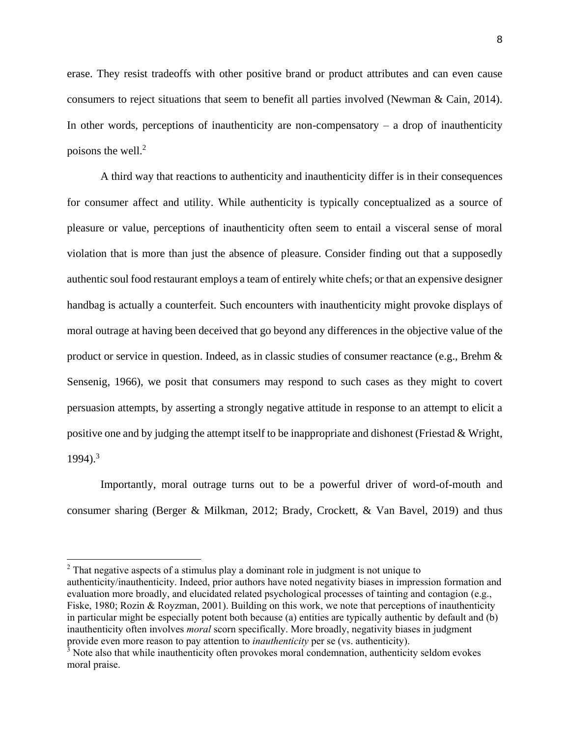erase. They resist tradeoffs with other positive brand or product attributes and can even cause consumers to reject situations that seem to benefit all parties involved (Newman & Cain, 2014). In other words, perceptions of inauthenticity are non-compensatory – a drop of inauthenticity poisons the well.[2]

A third way that reactions to authenticity and inauthenticity differ is in their consequences for consumer affect and utility. While authenticity is typically conceptualized as a source of pleasure or value, perceptions of inauthenticity often seem to entail a visceral sense of moral violation that is more than just the absence of pleasure. Consider finding out that a supposedly authentic soul food restaurant employs a team of entirely white chefs; or that an expensive designer handbag is actually a counterfeit. Such encounters with inauthenticity might provoke displays of moral outrage at having been deceived that go beyond any differences in the objective value of the product or service in question. Indeed, as in classic studies of consumer reactance (e.g., Brehm & Sensenig, 1966), we posit that consumers may respond to such cases as they might to covert persuasion attempts, by asserting a strongly negative attitude in response to an attempt to elicit a positive one and by judging the attempt itself to be inappropriate and dishonest (Friestad & Wright, 1994).[3]

Importantly, moral outrage turns out to be a powerful driver of word-of-mouth and consumer sharing (Berger & Milkman, 2012; Brady, Crockett, & Van Bavel, 2019) and thus

[2] That negative aspects of a stimulus play a dominant role in judgment is not unique to authenticity/inauthenticity. Indeed, prior authors have noted negativity biases in impression formation and evaluation more broadly, and elucidated related psychological processes of tainting and contagion (e.g., Fiske, 1980; Rozin & Royzman, 2001). Building on this work, we note that perceptions of inauthenticity in particular might be especially potent both because (a) entities are typically authentic by default and (b) inauthenticity often involves *moral* scorn specifically. More broadly, negativity biases in judgment provide even more reason to pay attention to *inauthenticity* per se (vs. authenticity).

[3] Note also that while inauthenticity often provokes moral condemnation, authenticity seldom evokes moral praise.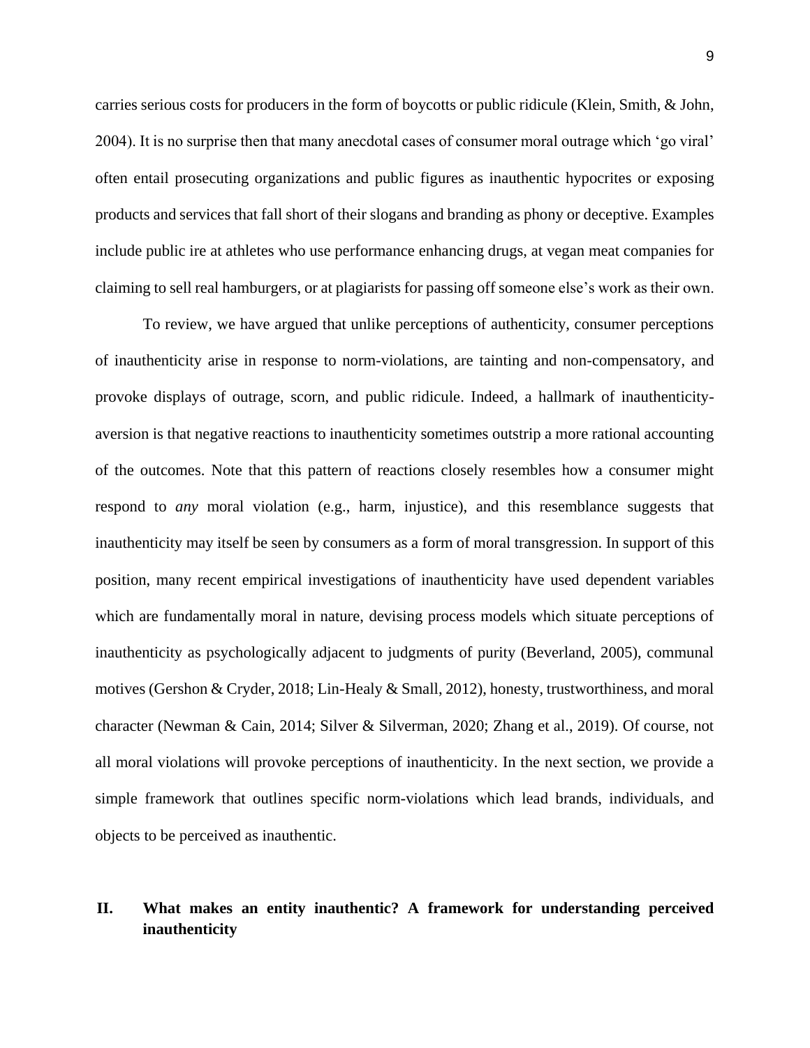carries serious costs for producers in the form of boycotts or public ridicule (Klein, Smith, & John, 2004). It is no surprise then that many anecdotal cases of consumer moral outrage which 'go viral' often entail prosecuting organizations and public figures as inauthentic hypocrites or exposing products and services that fall short of their slogans and branding as phony or deceptive. Examples include public ire at athletes who use performance enhancing drugs, at vegan meat companies for claiming to sell real hamburgers, or at plagiarists for passing off someone else's work as their own.

To review, we have argued that unlike perceptions of authenticity, consumer perceptions of inauthenticity arise in response to norm-violations, are tainting and non-compensatory, and provoke displays of outrage, scorn, and public ridicule. Indeed, a hallmark of inauthenticity-aversion is that negative reactions to inauthenticity sometimes outstrip a more rational accounting of the outcomes. Note that this pattern of reactions closely resembles how a consumer might respond to *any* moral violation (e.g., harm, injustice), and this resemblance suggests that inauthenticity may itself be seen by consumers as a form of moral transgression. In support of this position, many recent empirical investigations of inauthenticity have used dependent variables which are fundamentally moral in nature, devising process models which situate perceptions of inauthenticity as psychologically adjacent to judgments of purity (Beverland, 2005), communal motives (Gershon & Cryder, 2018; Lin-Healy & Small, 2012), honesty, trustworthiness, and moral character (Newman & Cain, 2014; Silver & Silverman, 2020; Zhang et al., 2019). Of course, not all moral violations will provoke perceptions of inauthenticity. In the next section, we provide a simple framework that outlines specific norm-violations which lead brands, individuals, and objects to be perceived as inauthentic.

## II. What makes an entity inauthentic? A framework for understanding perceived inauthenticity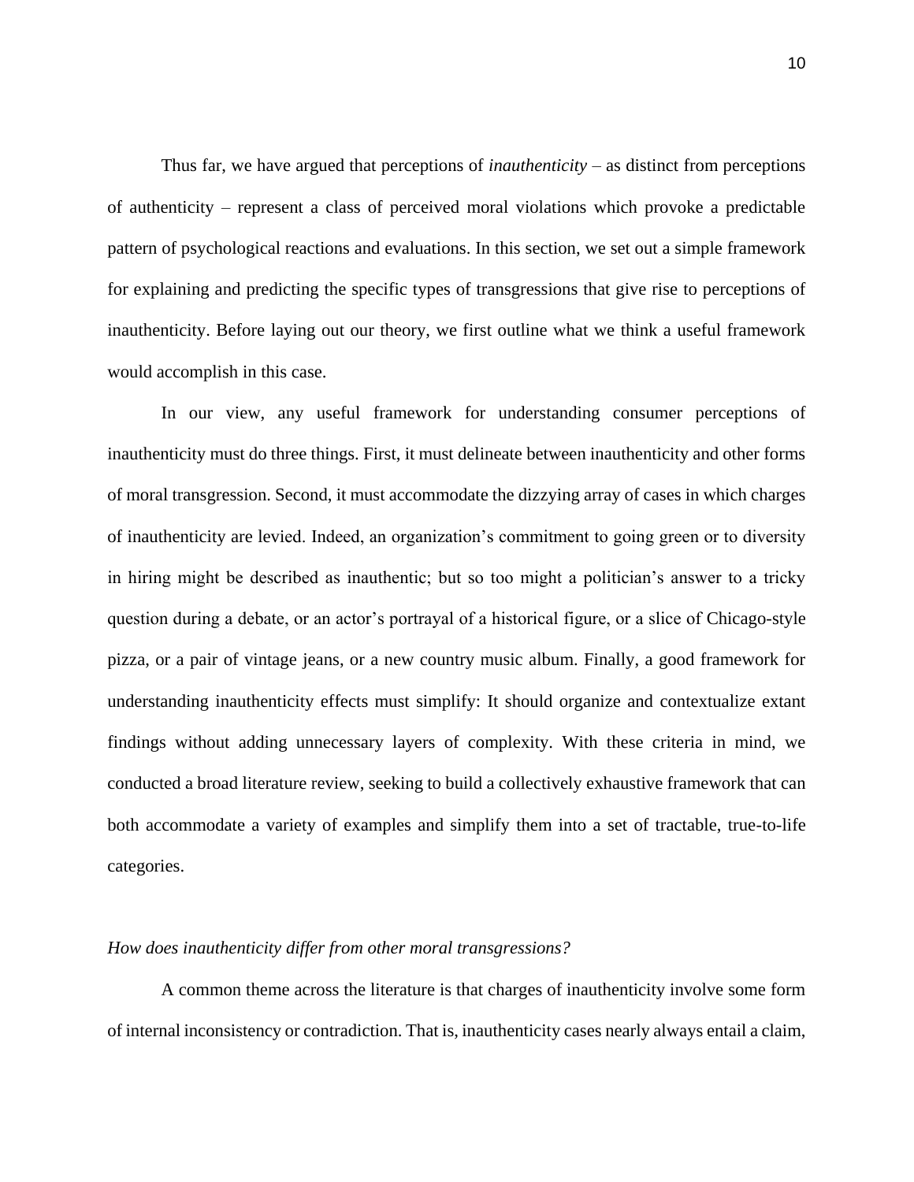Thus far, we have argued that perceptions of *inauthenticity* – as distinct from perceptions of authenticity – represent a class of perceived moral violations which provoke a predictable pattern of psychological reactions and evaluations. In this section, we set out a simple framework for explaining and predicting the specific types of transgressions that give rise to perceptions of inauthenticity. Before laying out our theory, we first outline what we think a useful framework would accomplish in this case.

In our view, any useful framework for understanding consumer perceptions of inauthenticity must do three things. First, it must delineate between inauthenticity and other forms of moral transgression. Second, it must accommodate the dizzying array of cases in which charges of inauthenticity are levied. Indeed, an organization's commitment to going green or to diversity in hiring might be described as inauthentic; but so too might a politician's answer to a tricky question during a debate, or an actor's portrayal of a historical figure, or a slice of Chicago-style pizza, or a pair of vintage jeans, or a new country music album. Finally, a good framework for understanding inauthenticity effects must simplify: It should organize and contextualize extant findings without adding unnecessary layers of complexity. With these criteria in mind, we conducted a broad literature review, seeking to build a collectively exhaustive framework that can both accommodate a variety of examples and simplify them into a set of tractable, true-to-life categories.

*How does inauthenticity differ from other moral transgressions?*

A common theme across the literature is that charges of inauthenticity involve some form of internal inconsistency or contradiction. That is, inauthenticity cases nearly always entail a claim,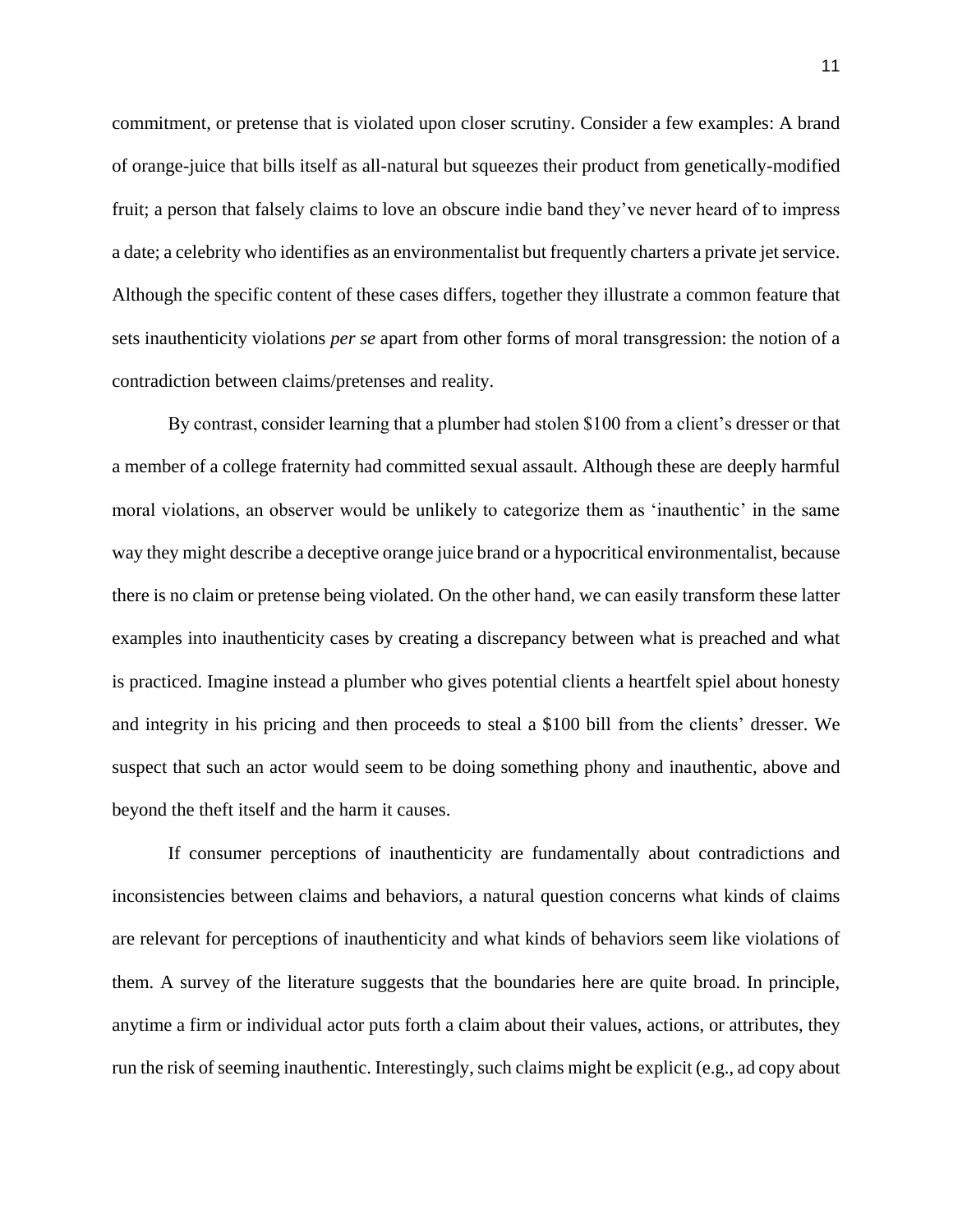commitment, or pretense that is violated upon closer scrutiny. Consider a few examples: A brand of orange-juice that bills itself as all-natural but squeezes their product from genetically-modified fruit; a person that falsely claims to love an obscure indie band they've never heard of to impress a date; a celebrity who identifies as an environmentalist but frequently charters a private jet service. Although the specific content of these cases differs, together they illustrate a common feature that sets inauthenticity violations *per se* apart from other forms of moral transgression: the notion of a contradiction between claims/pretenses and reality.

By contrast, consider learning that a plumber had stolen $100 from a client's dresser or that a member of a college fraternity had committed sexual assault. Although these are deeply harmful moral violations, an observer would be unlikely to categorize them as 'inauthentic' in the same way they might describe a deceptive orange juice brand or a hypocritical environmentalist, because there is no claim or pretense being violated. On the other hand, we can easily transform these latter examples into inauthenticity cases by creating a discrepancy between what is preached and what is practiced. Imagine instead a plumber who gives potential clients a heartfelt spiel about honesty and integrity in his pricing and then proceeds to steal a $100 bill from the clients' dresser. We suspect that such an actor would seem to be doing something phony and inauthentic, above and beyond the theft itself and the harm it causes.

If consumer perceptions of inauthenticity are fundamentally about contradictions and inconsistencies between claims and behaviors, a natural question concerns what kinds of claims are relevant for perceptions of inauthenticity and what kinds of behaviors seem like violations of them. A survey of the literature suggests that the boundaries here are quite broad. In principle, anytime a firm or individual actor puts forth a claim about their values, actions, or attributes, they run the risk of seeming inauthentic. Interestingly, such claims might be explicit (e.g., ad copy about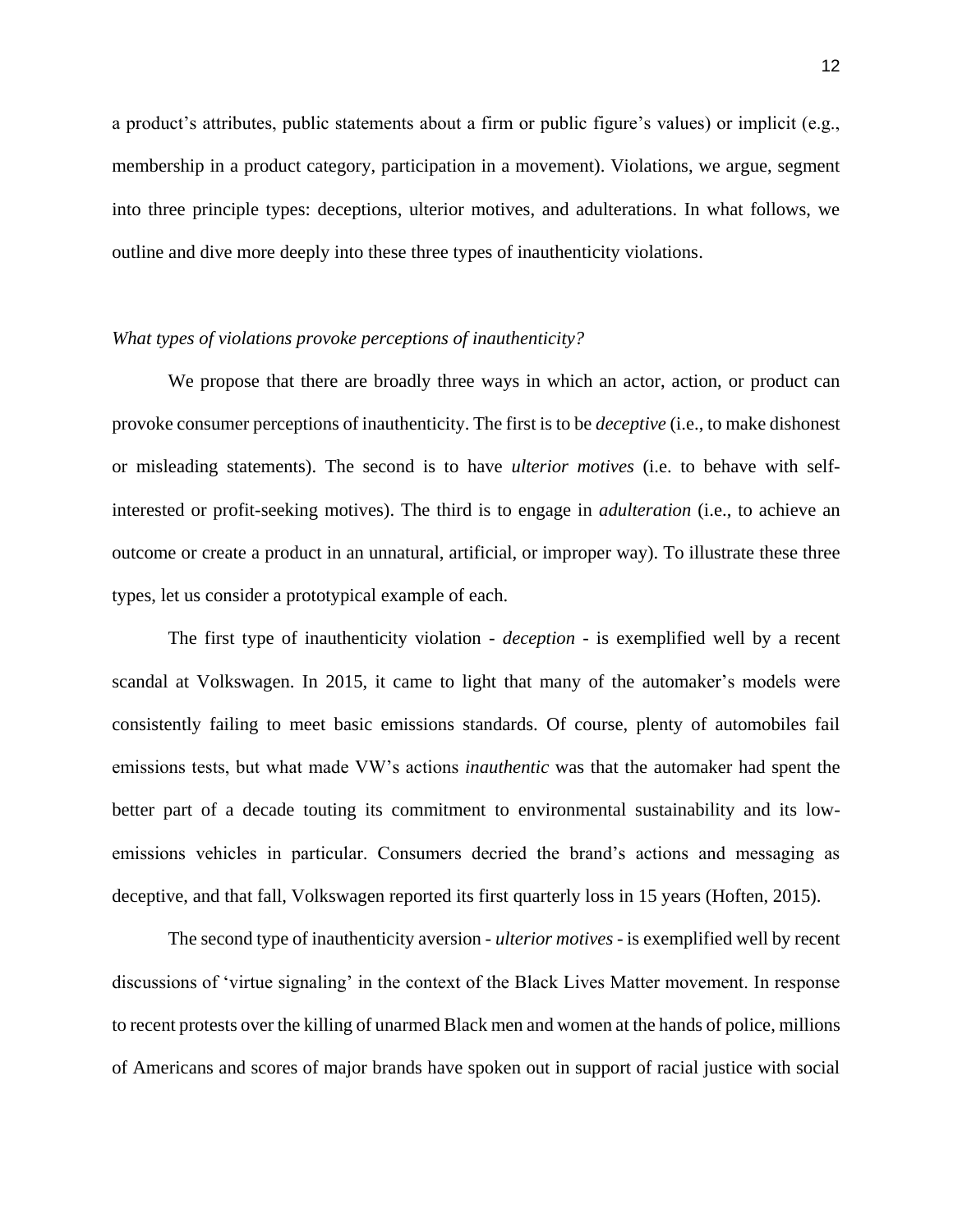a product's attributes, public statements about a firm or public figure's values) or implicit (e.g., membership in a product category, participation in a movement). Violations, we argue, segment into three principle types: deceptions, ulterior motives, and adulterations. In what follows, we outline and dive more deeply into these three types of inauthenticity violations.

*What types of violations provoke perceptions of inauthenticity?*

We propose that there are broadly three ways in which an actor, action, or product can provoke consumer perceptions of inauthenticity. The first is to be *deceptive* (i.e., to make dishonest or misleading statements). The second is to have *ulterior motives* (i.e. to behave with self-interested or profit-seeking motives). The third is to engage in *adulteration* (i.e., to achieve an outcome or create a product in an unnatural, artificial, or improper way). To illustrate these three types, let us consider a prototypical example of each.

The first type of inauthenticity violation - *deception* - is exemplified well by a recent scandal at Volkswagen. In 2015, it came to light that many of the automaker's models were consistently failing to meet basic emissions standards. Of course, plenty of automobiles fail emissions tests, but what made VW's actions *inauthentic* was that the automaker had spent the better part of a decade touting its commitment to environmental sustainability and its low-emissions vehicles in particular. Consumers decried the brand's actions and messaging as deceptive, and that fall, Volkswagen reported its first quarterly loss in 15 years (Hoften, 2015).

The second type of inauthenticity aversion - *ulterior motives* - is exemplified well by recent discussions of 'virtue signaling' in the context of the Black Lives Matter movement. In response to recent protests over the killing of unarmed Black men and women at the hands of police, millions of Americans and scores of major brands have spoken out in support of racial justice with social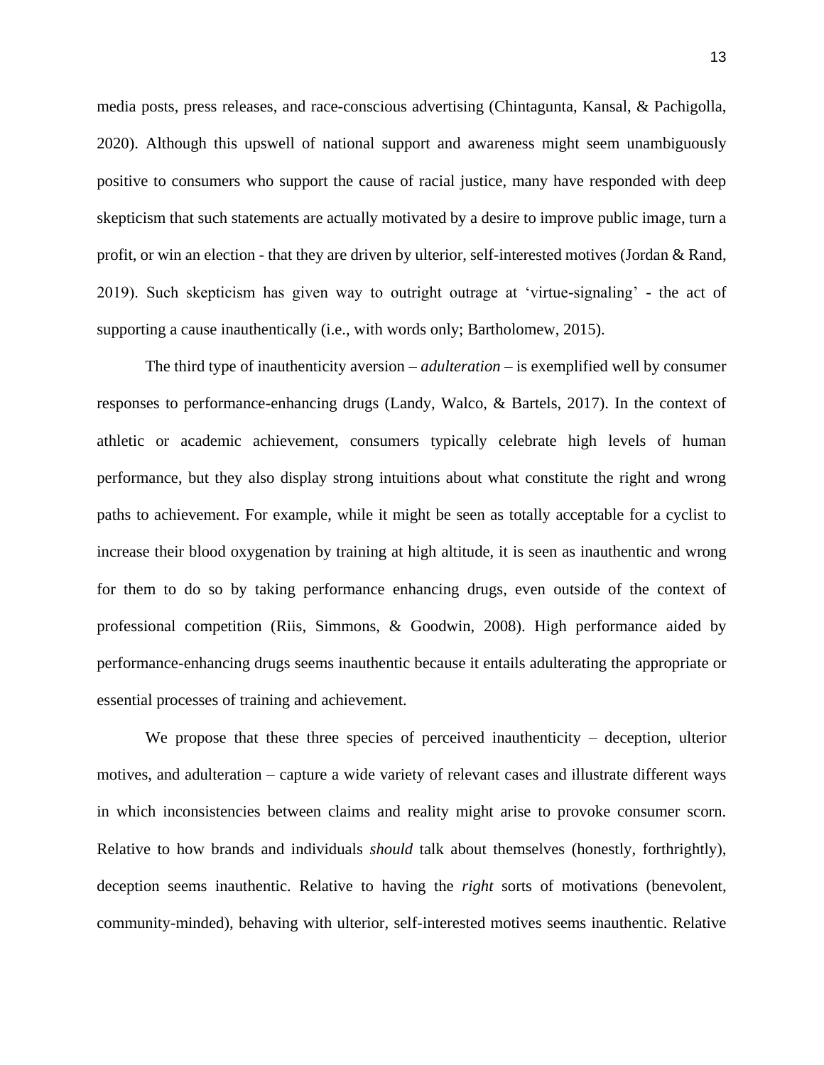media posts, press releases, and race-conscious advertising (Chintagunta, Kansal, & Pachigolla, 2020). Although this upswell of national support and awareness might seem unambiguously positive to consumers who support the cause of racial justice, many have responded with deep skepticism that such statements are actually motivated by a desire to improve public image, turn a profit, or win an election - that they are driven by ulterior, self-interested motives (Jordan & Rand, 2019). Such skepticism has given way to outright outrage at 'virtue-signaling' - the act of supporting a cause inauthentically (i.e., with words only; Bartholomew, 2015).

The third type of inauthenticity aversion – *adulteration* – is exemplified well by consumer responses to performance-enhancing drugs (Landy, Walco, & Bartels, 2017). In the context of athletic or academic achievement, consumers typically celebrate high levels of human performance, but they also display strong intuitions about what constitute the right and wrong paths to achievement. For example, while it might be seen as totally acceptable for a cyclist to increase their blood oxygenation by training at high altitude, it is seen as inauthentic and wrong for them to do so by taking performance enhancing drugs, even outside of the context of professional competition (Riis, Simmons, & Goodwin, 2008). High performance aided by performance-enhancing drugs seems inauthentic because it entails adulterating the appropriate or essential processes of training and achievement.

We propose that these three species of perceived inauthenticity – deception, ulterior motives, and adulteration – capture a wide variety of relevant cases and illustrate different ways in which inconsistencies between claims and reality might arise to provoke consumer scorn. Relative to how brands and individuals *should* talk about themselves (honestly, forthrightly), deception seems inauthentic. Relative to having the *right* sorts of motivations (benevolent, community-minded), behaving with ulterior, self-interested motives seems inauthentic. Relative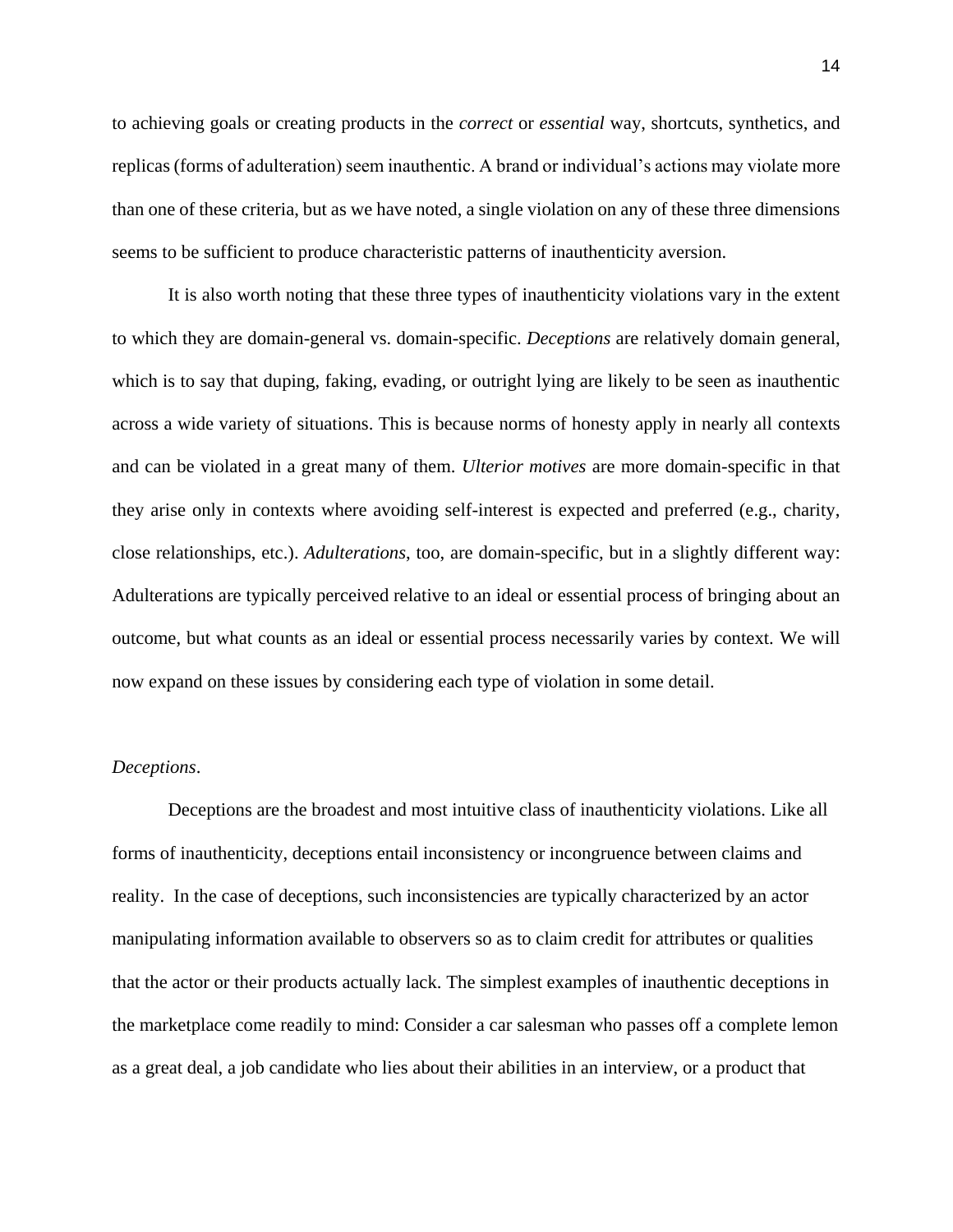to achieving goals or creating products in the *correct* or *essential* way, shortcuts, synthetics, and replicas (forms of adulteration) seem inauthentic. A brand or individual's actions may violate more than one of these criteria, but as we have noted, a single violation on any of these three dimensions seems to be sufficient to produce characteristic patterns of inauthenticity aversion.

It is also worth noting that these three types of inauthenticity violations vary in the extent to which they are domain-general vs. domain-specific. *Deceptions* are relatively domain general, which is to say that duping, faking, evading, or outright lying are likely to be seen as inauthentic across a wide variety of situations. This is because norms of honesty apply in nearly all contexts and can be violated in a great many of them. *Ulterior motives* are more domain-specific in that they arise only in contexts where avoiding self-interest is expected and preferred (e.g., charity, close relationships, etc.). *Adulterations*, too, are domain-specific, but in a slightly different way: Adulterations are typically perceived relative to an ideal or essential process of bringing about an outcome, but what counts as an ideal or essential process necessarily varies by context. We will now expand on these issues by considering each type of violation in some detail.

*Deceptions*.

Deceptions are the broadest and most intuitive class of inauthenticity violations. Like all forms of inauthenticity, deceptions entail inconsistency or incongruence between claims and reality. In the case of deceptions, such inconsistencies are typically characterized by an actor manipulating information available to observers so as to claim credit for attributes or qualities that the actor or their products actually lack. The simplest examples of inauthentic deceptions in the marketplace come readily to mind: Consider a car salesman who passes off a complete lemon as a great deal, a job candidate who lies about their abilities in an interview, or a product that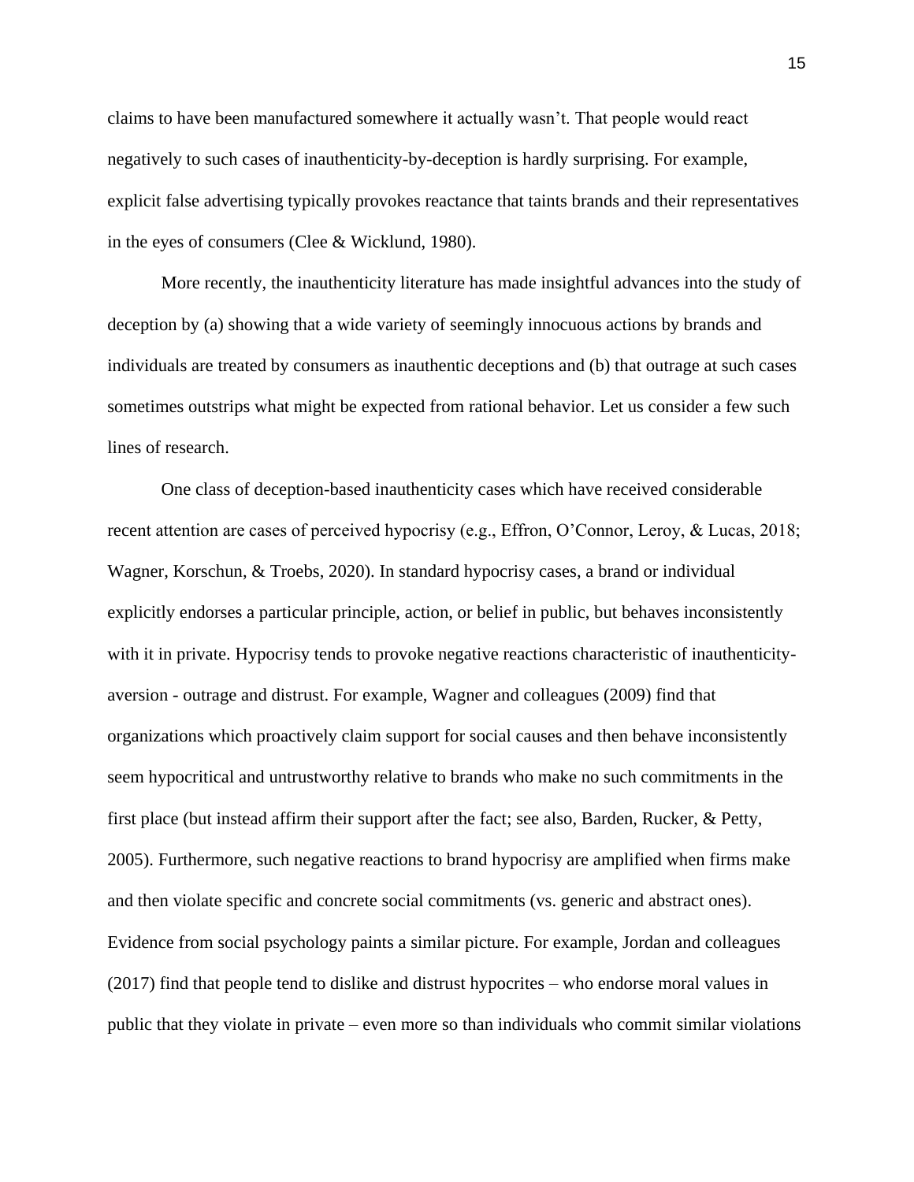claims to have been manufactured somewhere it actually wasn't. That people would react negatively to such cases of inauthenticity-by-deception is hardly surprising. For example, explicit false advertising typically provokes reactance that taints brands and their representatives in the eyes of consumers (Clee & Wicklund, 1980).

More recently, the inauthenticity literature has made insightful advances into the study of deception by (a) showing that a wide variety of seemingly innocuous actions by brands and individuals are treated by consumers as inauthentic deceptions and (b) that outrage at such cases sometimes outstrips what might be expected from rational behavior. Let us consider a few such lines of research.

One class of deception-based inauthenticity cases which have received considerable recent attention are cases of perceived hypocrisy (e.g., Effron, O'Connor, Leroy, & Lucas, 2018; Wagner, Korschun, & Troebs, 2020). In standard hypocrisy cases, a brand or individual explicitly endorses a particular principle, action, or belief in public, but behaves inconsistently with it in private. Hypocrisy tends to provoke negative reactions characteristic of inauthenticity-aversion - outrage and distrust. For example, Wagner and colleagues (2009) find that organizations which proactively claim support for social causes and then behave inconsistently seem hypocritical and untrustworthy relative to brands who make no such commitments in the first place (but instead affirm their support after the fact; see also, Barden, Rucker, & Petty, 2005). Furthermore, such negative reactions to brand hypocrisy are amplified when firms make and then violate specific and concrete social commitments (vs. generic and abstract ones). Evidence from social psychology paints a similar picture. For example, Jordan and colleagues (2017) find that people tend to dislike and distrust hypocrites – who endorse moral values in public that they violate in private – even more so than individuals who commit similar violations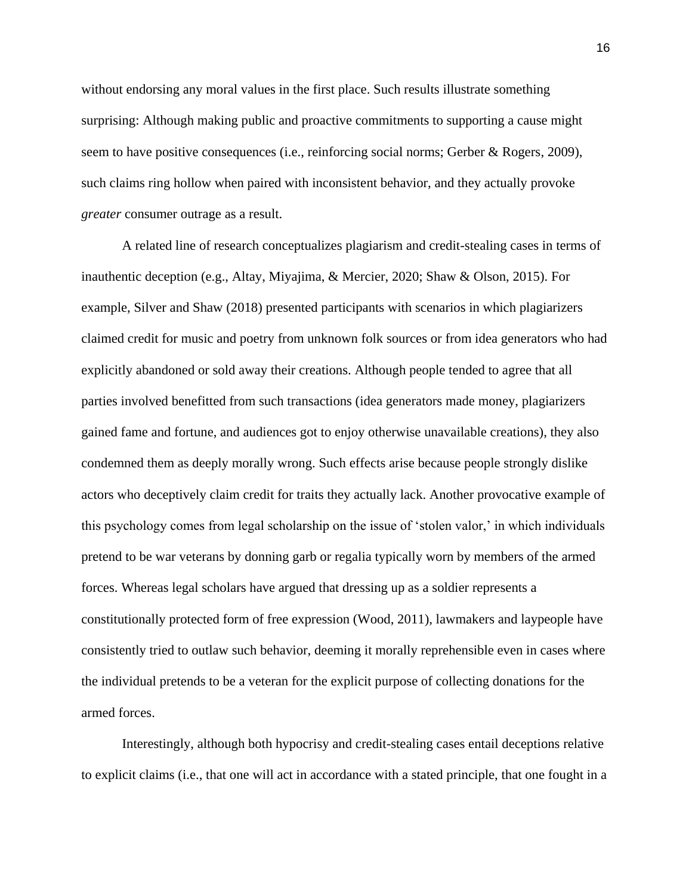without endorsing any moral values in the first place. Such results illustrate something surprising: Although making public and proactive commitments to supporting a cause might seem to have positive consequences (i.e., reinforcing social norms; Gerber & Rogers, 2009), such claims ring hollow when paired with inconsistent behavior, and they actually provoke *greater* consumer outrage as a result.

A related line of research conceptualizes plagiarism and credit-stealing cases in terms of inauthentic deception (e.g., Altay, Miyajima, & Mercier, 2020; Shaw & Olson, 2015). For example, Silver and Shaw (2018) presented participants with scenarios in which plagiarizers claimed credit for music and poetry from unknown folk sources or from idea generators who had explicitly abandoned or sold away their creations. Although people tended to agree that all parties involved benefitted from such transactions (idea generators made money, plagiarizers gained fame and fortune, and audiences got to enjoy otherwise unavailable creations), they also condemned them as deeply morally wrong. Such effects arise because people strongly dislike actors who deceptively claim credit for traits they actually lack. Another provocative example of this psychology comes from legal scholarship on the issue of 'stolen valor,' in which individuals pretend to be war veterans by donning garb or regalia typically worn by members of the armed forces. Whereas legal scholars have argued that dressing up as a soldier represents a constitutionally protected form of free expression (Wood, 2011), lawmakers and laypeople have consistently tried to outlaw such behavior, deeming it morally reprehensible even in cases where the individual pretends to be a veteran for the explicit purpose of collecting donations for the armed forces.

Interestingly, although both hypocrisy and credit-stealing cases entail deceptions relative to explicit claims (i.e., that one will act in accordance with a stated principle, that one fought in a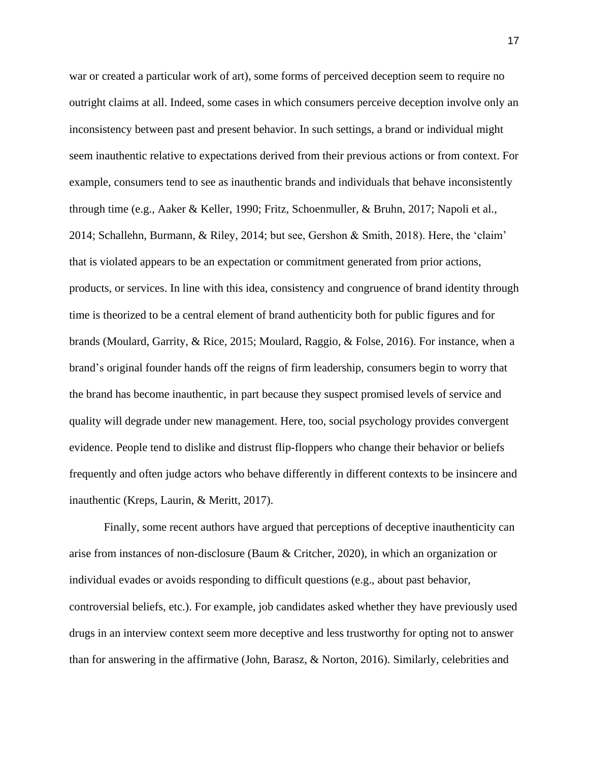war or created a particular work of art), some forms of perceived deception seem to require no outright claims at all. Indeed, some cases in which consumers perceive deception involve only an inconsistency between past and present behavior. In such settings, a brand or individual might seem inauthentic relative to expectations derived from their previous actions or from context. For example, consumers tend to see as inauthentic brands and individuals that behave inconsistently through time (e.g., Aaker & Keller, 1990; Fritz, Schoenmuller, & Bruhn, 2017; Napoli et al., 2014; Schallehn, Burmann, & Riley, 2014; but see, Gershon & Smith, 2018). Here, the 'claim' that is violated appears to be an expectation or commitment generated from prior actions, products, or services. In line with this idea, consistency and congruence of brand identity through time is theorized to be a central element of brand authenticity both for public figures and for brands (Moulard, Garrity, & Rice, 2015; Moulard, Raggio, & Folse, 2016). For instance, when a brand's original founder hands off the reigns of firm leadership, consumers begin to worry that the brand has become inauthentic, in part because they suspect promised levels of service and quality will degrade under new management. Here, too, social psychology provides convergent evidence. People tend to dislike and distrust flip-floppers who change their behavior or beliefs frequently and often judge actors who behave differently in different contexts to be insincere and inauthentic (Kreps, Laurin, & Meritt, 2017).

Finally, some recent authors have argued that perceptions of deceptive inauthenticity can arise from instances of non-disclosure (Baum & Critcher, 2020), in which an organization or individual evades or avoids responding to difficult questions (e.g., about past behavior, controversial beliefs, etc.). For example, job candidates asked whether they have previously used drugs in an interview context seem more deceptive and less trustworthy for opting not to answer than for answering in the affirmative (John, Barasz, & Norton, 2016). Similarly, celebrities and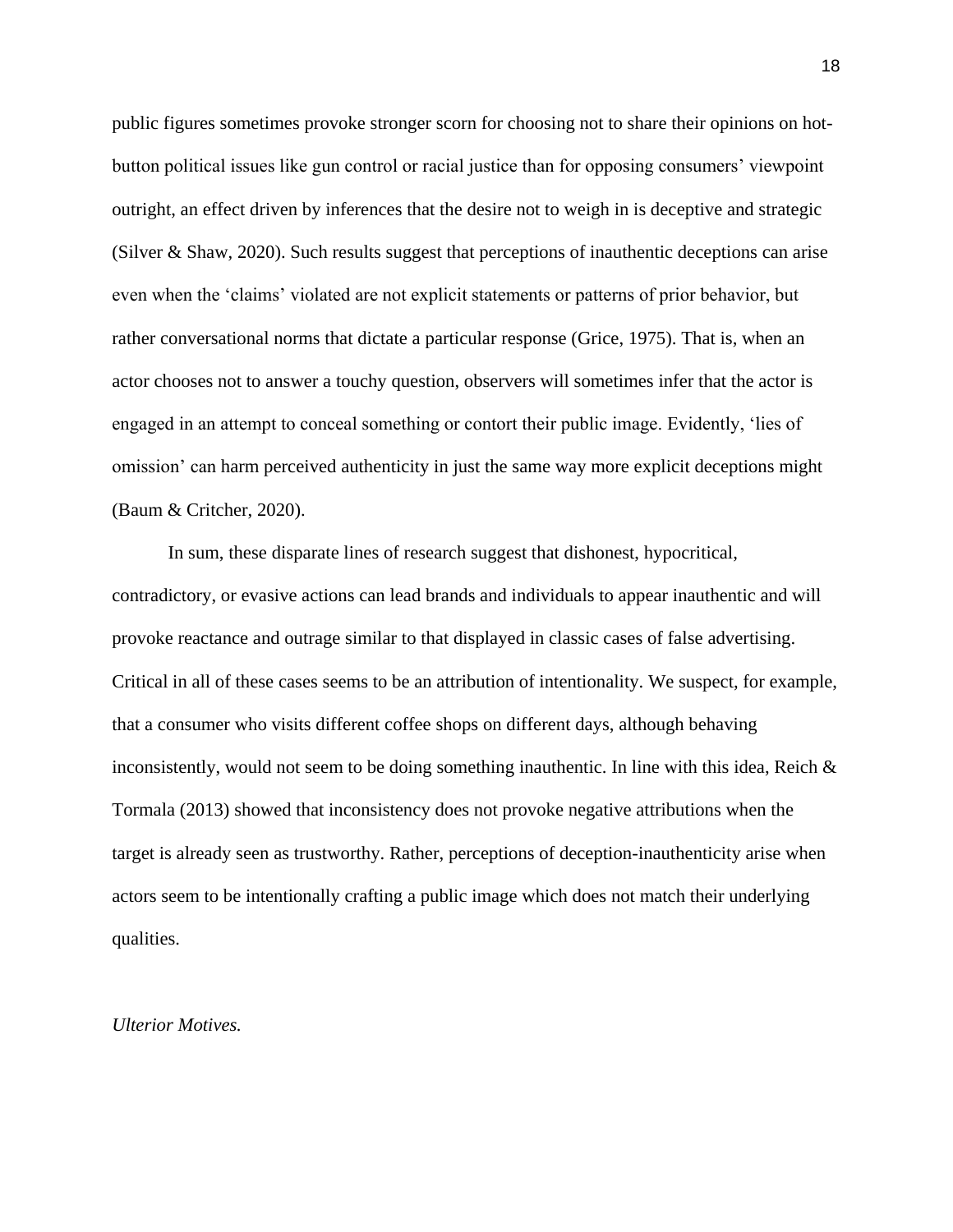public figures sometimes provoke stronger scorn for choosing not to share their opinions on hot-button political issues like gun control or racial justice than for opposing consumers' viewpoint outright, an effect driven by inferences that the desire not to weigh in is deceptive and strategic (Silver & Shaw, 2020). Such results suggest that perceptions of inauthentic deceptions can arise even when the 'claims' violated are not explicit statements or patterns of prior behavior, but rather conversational norms that dictate a particular response (Grice, 1975). That is, when an actor chooses not to answer a touchy question, observers will sometimes infer that the actor is engaged in an attempt to conceal something or contort their public image. Evidently, 'lies of omission' can harm perceived authenticity in just the same way more explicit deceptions might (Baum & Critcher, 2020).

In sum, these disparate lines of research suggest that dishonest, hypocritical, contradictory, or evasive actions can lead brands and individuals to appear inauthentic and will provoke reactance and outrage similar to that displayed in classic cases of false advertising. Critical in all of these cases seems to be an attribution of intentionality. We suspect, for example, that a consumer who visits different coffee shops on different days, although behaving inconsistently, would not seem to be doing something inauthentic. In line with this idea, Reich & Tormala (2013) showed that inconsistency does not provoke negative attributions when the target is already seen as trustworthy. Rather, perceptions of deception-inauthenticity arise when actors seem to be intentionally crafting a public image which does not match their underlying qualities.

*Ulterior Motives.*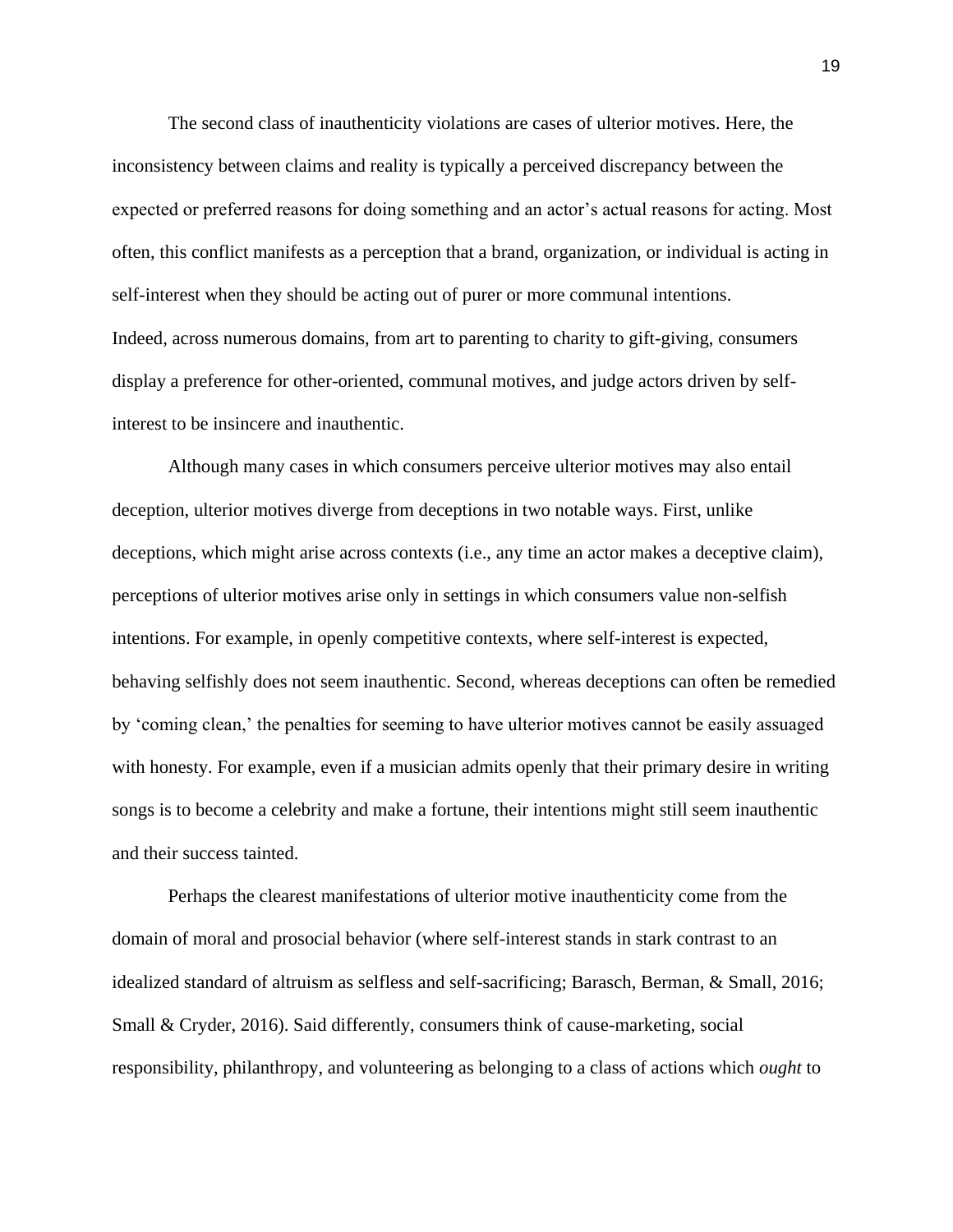The second class of inauthenticity violations are cases of ulterior motives. Here, the inconsistency between claims and reality is typically a perceived discrepancy between the expected or preferred reasons for doing something and an actor's actual reasons for acting. Most often, this conflict manifests as a perception that a brand, organization, or individual is acting in self-interest when they should be acting out of purer or more communal intentions.
Indeed, across numerous domains, from art to parenting to charity to gift-giving, consumers display a preference for other-oriented, communal motives, and judge actors driven by self-interest to be insincere and inauthentic.

Although many cases in which consumers perceive ulterior motives may also entail deception, ulterior motives diverge from deceptions in two notable ways. First, unlike deceptions, which might arise across contexts (i.e., any time an actor makes a deceptive claim), perceptions of ulterior motives arise only in settings in which consumers value non-selfish intentions. For example, in openly competitive contexts, where self-interest is expected, behaving selfishly does not seem inauthentic. Second, whereas deceptions can often be remedied by 'coming clean,' the penalties for seeming to have ulterior motives cannot be easily assuaged with honesty. For example, even if a musician admits openly that their primary desire in writing songs is to become a celebrity and make a fortune, their intentions might still seem inauthentic and their success tainted.

Perhaps the clearest manifestations of ulterior motive inauthenticity come from the domain of moral and prosocial behavior (where self-interest stands in stark contrast to an idealized standard of altruism as selfless and self-sacrificing; Barasch, Berman, & Small, 2016; Small & Cryder, 2016). Said differently, consumers think of cause-marketing, social responsibility, philanthropy, and volunteering as belonging to a class of actions which *ought* to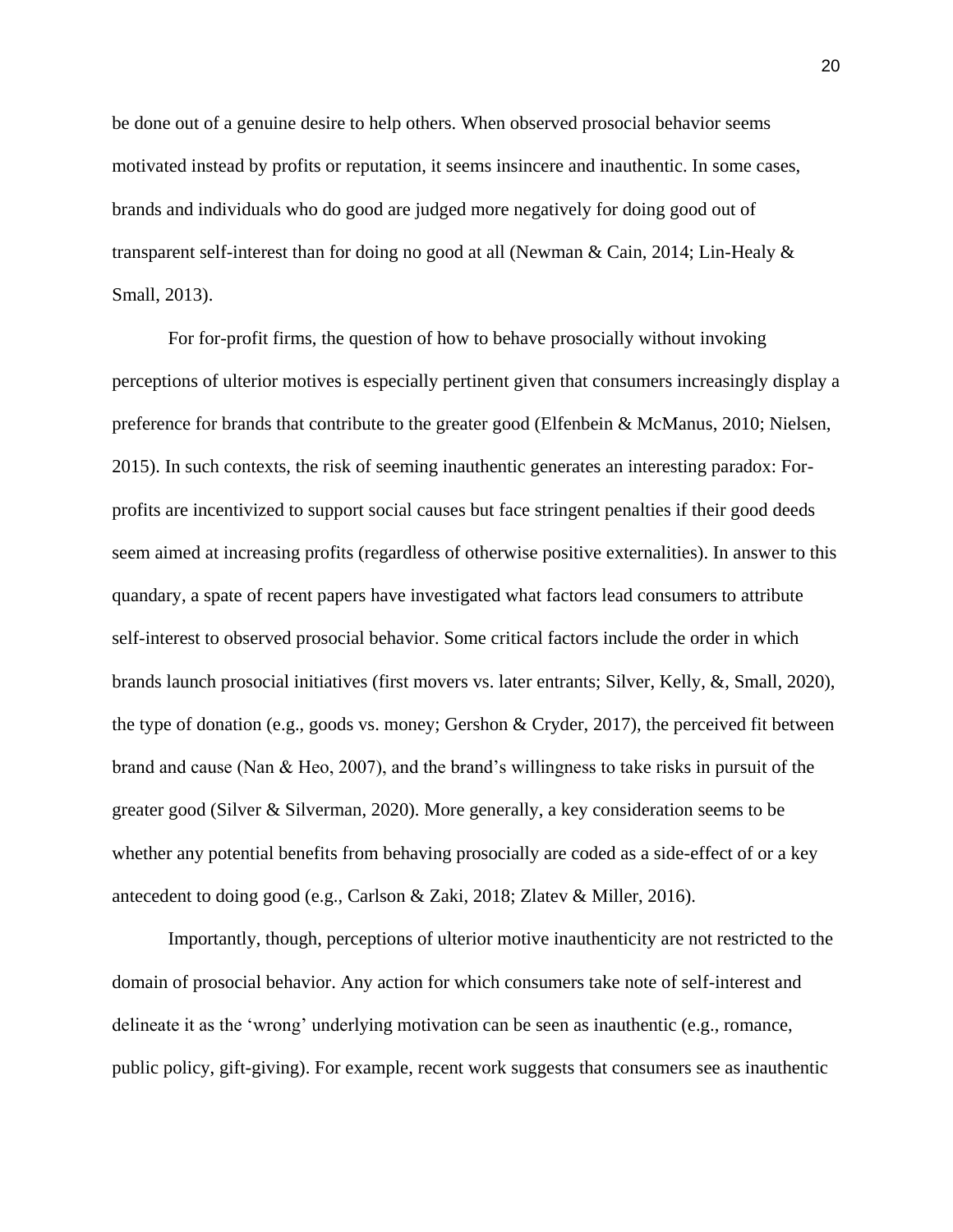be done out of a genuine desire to help others. When observed prosocial behavior seems motivated instead by profits or reputation, it seems insincere and inauthentic. In some cases, brands and individuals who do good are judged more negatively for doing good out of transparent self-interest than for doing no good at all (Newman & Cain, 2014; Lin-Healy & Small, 2013).

For for-profit firms, the question of how to behave prosocially without invoking perceptions of ulterior motives is especially pertinent given that consumers increasingly display a preference for brands that contribute to the greater good (Elfenbein & McManus, 2010; Nielsen, 2015). In such contexts, the risk of seeming inauthentic generates an interesting paradox: For-profits are incentivized to support social causes but face stringent penalties if their good deeds seem aimed at increasing profits (regardless of otherwise positive externalities). In answer to this quandary, a spate of recent papers have investigated what factors lead consumers to attribute self-interest to observed prosocial behavior. Some critical factors include the order in which brands launch prosocial initiatives (first movers vs. later entrants; Silver, Kelly, &, Small, 2020), the type of donation (e.g., goods vs. money; Gershon & Cryder, 2017), the perceived fit between brand and cause (Nan & Heo, 2007), and the brand's willingness to take risks in pursuit of the greater good (Silver & Silverman, 2020). More generally, a key consideration seems to be whether any potential benefits from behaving prosocially are coded as a side-effect of or a key antecedent to doing good (e.g., Carlson & Zaki, 2018; Zlatev & Miller, 2016).

Importantly, though, perceptions of ulterior motive inauthenticity are not restricted to the domain of prosocial behavior. Any action for which consumers take note of self-interest and delineate it as the 'wrong' underlying motivation can be seen as inauthentic (e.g., romance, public policy, gift-giving). For example, recent work suggests that consumers see as inauthentic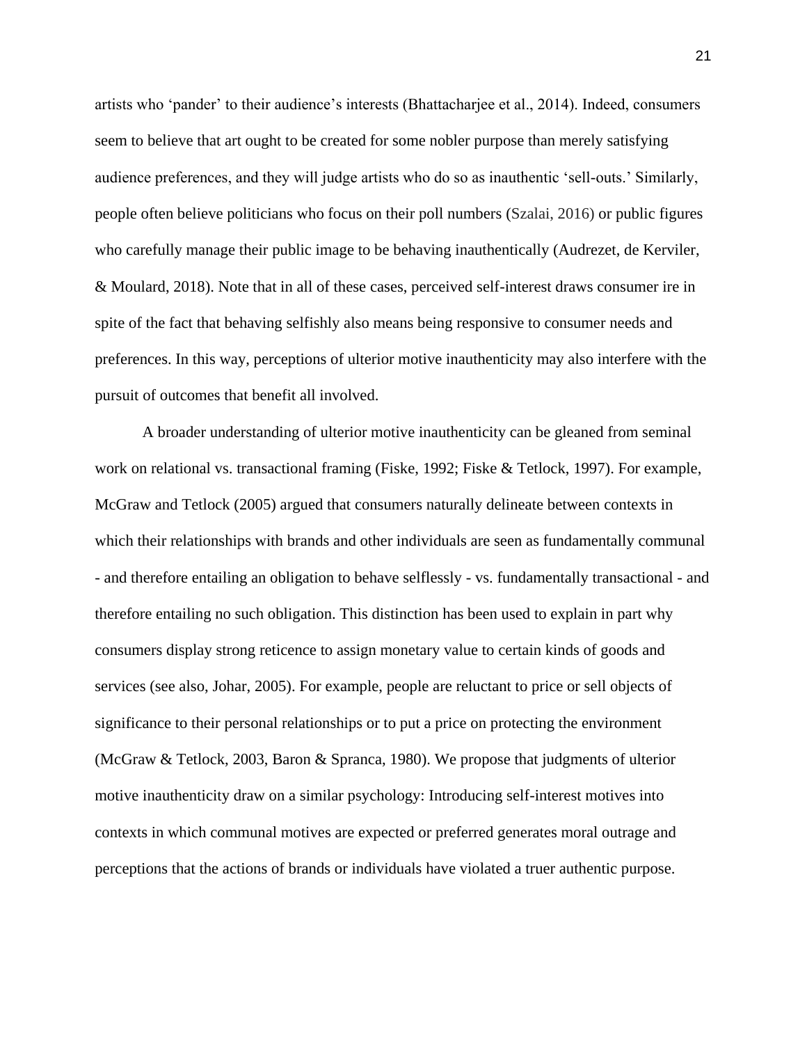artists who 'pander' to their audience's interests (Bhattacharjee et al., 2014). Indeed, consumers seem to believe that art ought to be created for some nobler purpose than merely satisfying audience preferences, and they will judge artists who do so as inauthentic 'sell-outs.' Similarly, people often believe politicians who focus on their poll numbers (Szalai, 2016) or public figures who carefully manage their public image to be behaving inauthentically (Audrezet, de Kerviler, & Moulard, 2018). Note that in all of these cases, perceived self-interest draws consumer ire in spite of the fact that behaving selfishly also means being responsive to consumer needs and preferences. In this way, perceptions of ulterior motive inauthenticity may also interfere with the pursuit of outcomes that benefit all involved.

A broader understanding of ulterior motive inauthenticity can be gleaned from seminal work on relational vs. transactional framing (Fiske, 1992; Fiske & Tetlock, 1997). For example, McGraw and Tetlock (2005) argued that consumers naturally delineate between contexts in which their relationships with brands and other individuals are seen as fundamentally communal - and therefore entailing an obligation to behave selflessly - vs. fundamentally transactional - and therefore entailing no such obligation. This distinction has been used to explain in part why consumers display strong reticence to assign monetary value to certain kinds of goods and services (see also, Johar, 2005). For example, people are reluctant to price or sell objects of significance to their personal relationships or to put a price on protecting the environment (McGraw & Tetlock, 2003, Baron & Spranca, 1980). We propose that judgments of ulterior motive inauthenticity draw on a similar psychology: Introducing self-interest motives into contexts in which communal motives are expected or preferred generates moral outrage and perceptions that the actions of brands or individuals have violated a truer authentic purpose.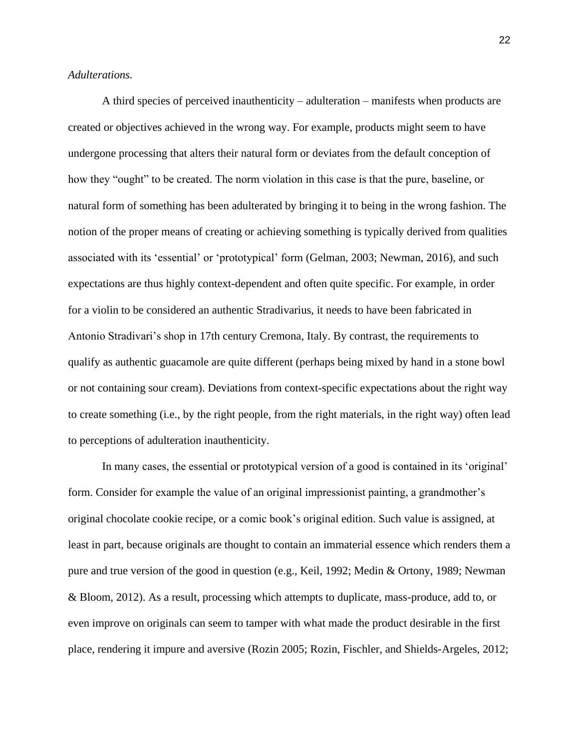*Adulterations.*

A third species of perceived inauthenticity – adulteration – manifests when products are created or objectives achieved in the wrong way. For example, products might seem to have undergone processing that alters their natural form or deviates from the default conception of how they "ought" to be created. The norm violation in this case is that the pure, baseline, or natural form of something has been adulterated by bringing it to being in the wrong fashion. The notion of the proper means of creating or achieving something is typically derived from qualities associated with its 'essential' or 'prototypical' form (Gelman, 2003; Newman, 2016), and such expectations are thus highly context-dependent and often quite specific. For example, in order for a violin to be considered an authentic Stradivarius, it needs to have been fabricated in Antonio Stradivari's shop in 17th century Cremona, Italy. By contrast, the requirements to qualify as authentic guacamole are quite different (perhaps being mixed by hand in a stone bowl or not containing sour cream). Deviations from context-specific expectations about the right way to create something (i.e., by the right people, from the right materials, in the right way) often lead to perceptions of adulteration inauthenticity.

In many cases, the essential or prototypical version of a good is contained in its 'original' form. Consider for example the value of an original impressionist painting, a grandmother's original chocolate cookie recipe, or a comic book's original edition. Such value is assigned, at least in part, because originals are thought to contain an immaterial essence which renders them a pure and true version of the good in question (e.g., Keil, 1992; Medin & Ortony, 1989; Newman & Bloom, 2012). As a result, processing which attempts to duplicate, mass-produce, add to, or even improve on originals can seem to tamper with what made the product desirable in the first place, rendering it impure and aversive (Rozin 2005; Rozin, Fischler, and Shields-Argeles, 2012;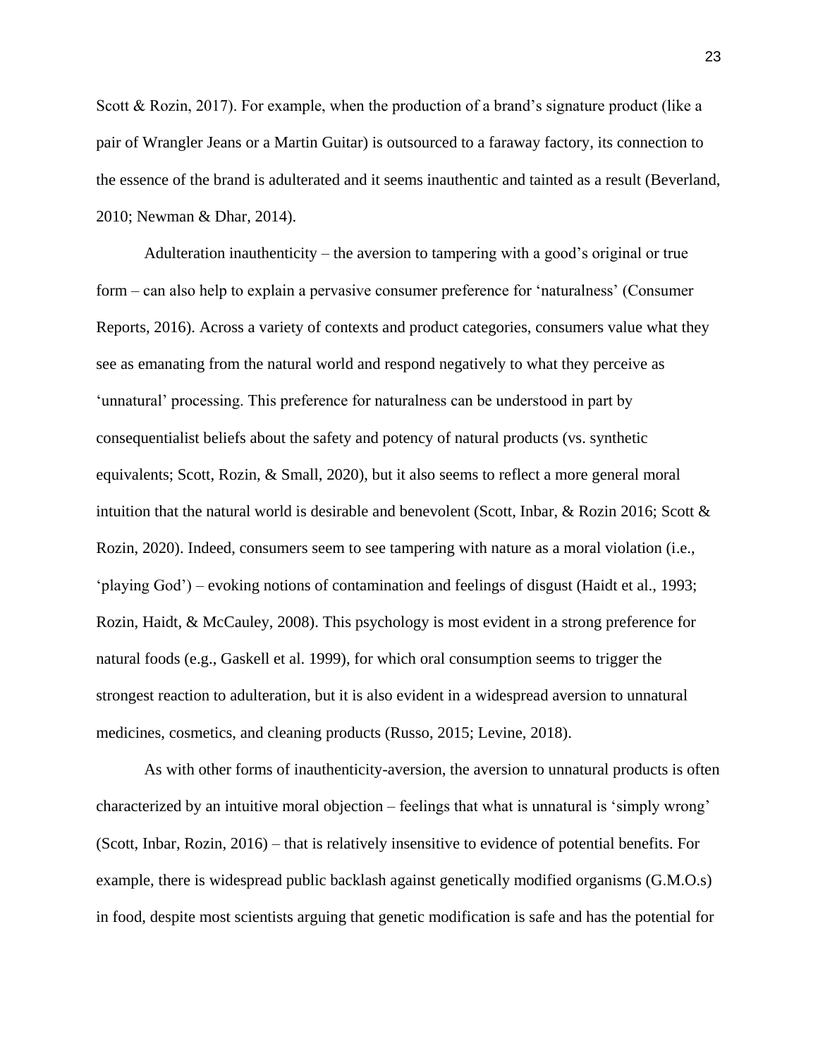Scott & Rozin, 2017). For example, when the production of a brand's signature product (like a pair of Wrangler Jeans or a Martin Guitar) is outsourced to a faraway factory, its connection to the essence of the brand is adulterated and it seems inauthentic and tainted as a result (Beverland, 2010; Newman & Dhar, 2014).

Adulteration inauthenticity – the aversion to tampering with a good's original or true form – can also help to explain a pervasive consumer preference for 'naturalness' (Consumer Reports, 2016). Across a variety of contexts and product categories, consumers value what they see as emanating from the natural world and respond negatively to what they perceive as 'unnatural' processing. This preference for naturalness can be understood in part by consequentialist beliefs about the safety and potency of natural products (vs. synthetic equivalents; Scott, Rozin, & Small, 2020), but it also seems to reflect a more general moral intuition that the natural world is desirable and benevolent (Scott, Inbar, & Rozin 2016; Scott & Rozin, 2020). Indeed, consumers seem to see tampering with nature as a moral violation (i.e., 'playing God') – evoking notions of contamination and feelings of disgust (Haidt et al., 1993; Rozin, Haidt, & McCauley, 2008). This psychology is most evident in a strong preference for natural foods (e.g., Gaskell et al. 1999), for which oral consumption seems to trigger the strongest reaction to adulteration, but it is also evident in a widespread aversion to unnatural medicines, cosmetics, and cleaning products (Russo, 2015; Levine, 2018).

As with other forms of inauthenticity-aversion, the aversion to unnatural products is often characterized by an intuitive moral objection – feelings that what is unnatural is 'simply wrong' (Scott, Inbar, Rozin, 2016) – that is relatively insensitive to evidence of potential benefits. For example, there is widespread public backlash against genetically modified organisms (G.M.O.s) in food, despite most scientists arguing that genetic modification is safe and has the potential for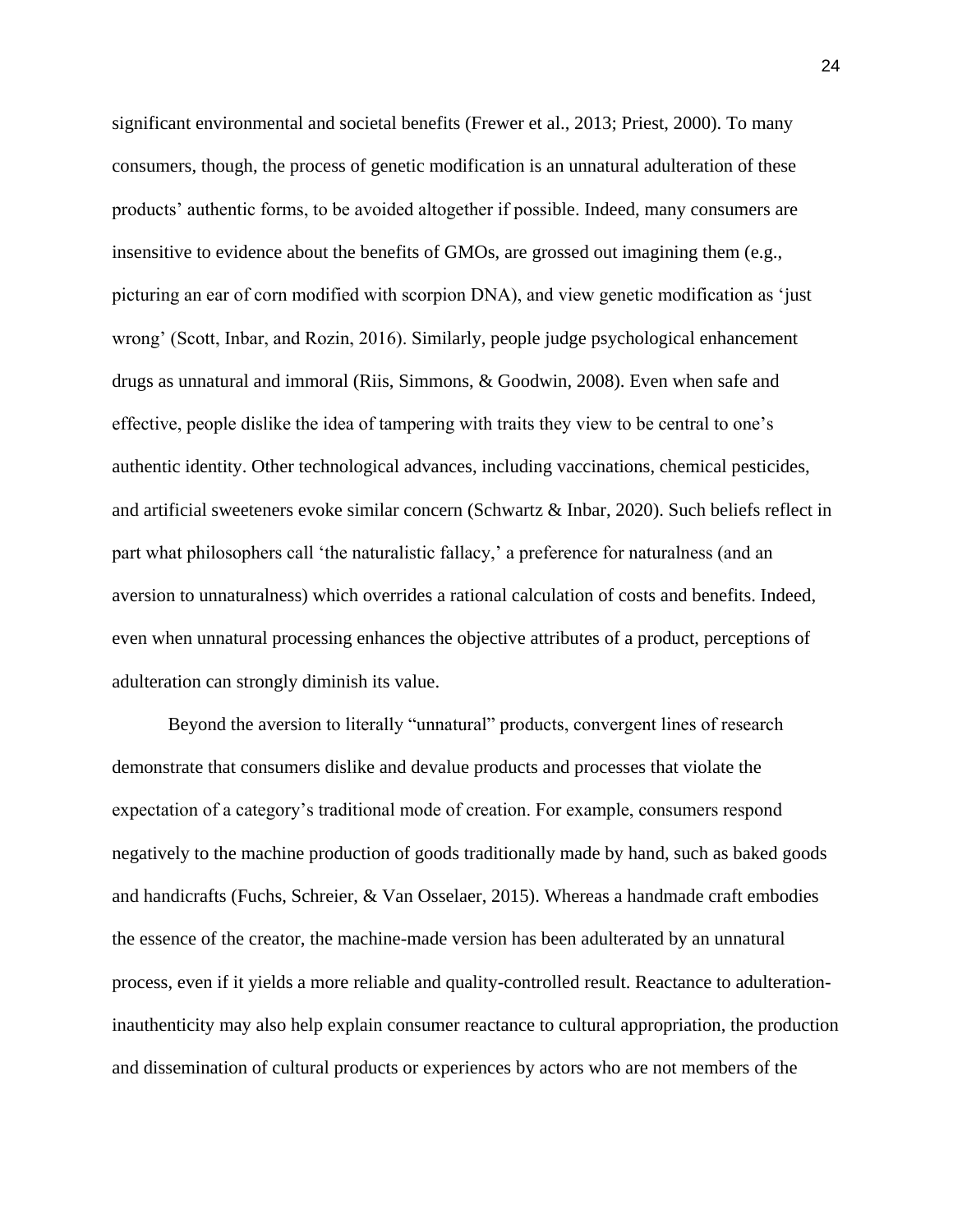significant environmental and societal benefits (Frewer et al., 2013; Priest, 2000). To many consumers, though, the process of genetic modification is an unnatural adulteration of these products' authentic forms, to be avoided altogether if possible. Indeed, many consumers are insensitive to evidence about the benefits of GMOs, are grossed out imagining them (e.g., picturing an ear of corn modified with scorpion DNA), and view genetic modification as 'just wrong' (Scott, Inbar, and Rozin, 2016). Similarly, people judge psychological enhancement drugs as unnatural and immoral (Riis, Simmons, & Goodwin, 2008). Even when safe and effective, people dislike the idea of tampering with traits they view to be central to one's authentic identity. Other technological advances, including vaccinations, chemical pesticides, and artificial sweeteners evoke similar concern (Schwartz & Inbar, 2020). Such beliefs reflect in part what philosophers call 'the naturalistic fallacy,' a preference for naturalness (and an aversion to unnaturalness) which overrides a rational calculation of costs and benefits. Indeed, even when unnatural processing enhances the objective attributes of a product, perceptions of adulteration can strongly diminish its value.

Beyond the aversion to literally "unnatural" products, convergent lines of research demonstrate that consumers dislike and devalue products and processes that violate the expectation of a category's traditional mode of creation. For example, consumers respond negatively to the machine production of goods traditionally made by hand, such as baked goods and handicrafts (Fuchs, Schreier, & Van Osselaer, 2015). Whereas a handmade craft embodies the essence of the creator, the machine-made version has been adulterated by an unnatural process, even if it yields a more reliable and quality-controlled result. Reactance to adulteration-inauthenticity may also help explain consumer reactance to cultural appropriation, the production and dissemination of cultural products or experiences by actors who are not members of the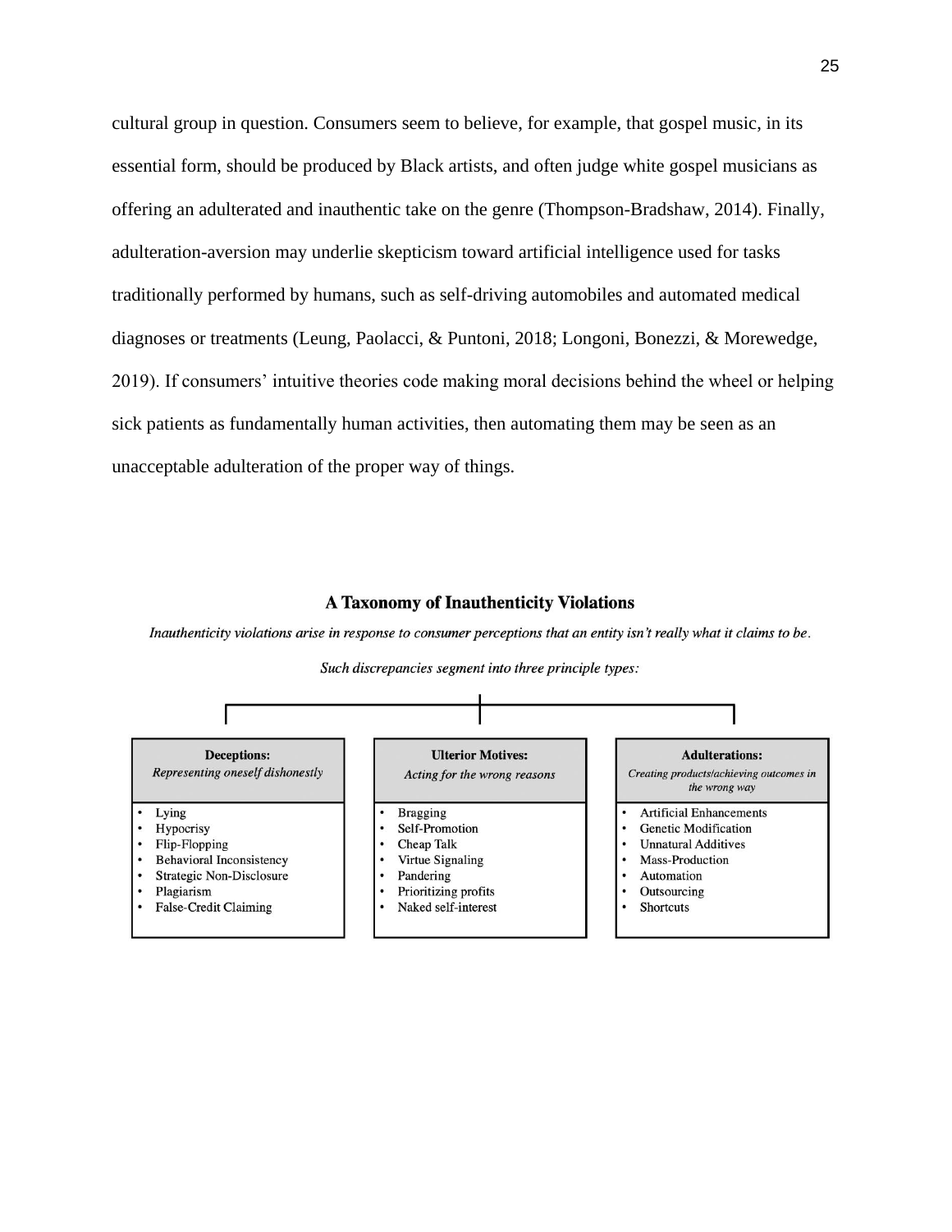cultural group in question. Consumers seem to believe, for example, that gospel music, in its essential form, should be produced by Black artists, and often judge white gospel musicians as offering an adulterated and inauthentic take on the genre (Thompson-Bradshaw, 2014). Finally, adulteration-aversion may underlie skepticism toward artificial intelligence used for tasks traditionally performed by humans, such as self-driving automobiles and automated medical diagnoses or treatments (Leung, Paolacci, & Puntoni, 2018; Longoni, Bonezzi, & Morewedge, 2019). If consumers' intuitive theories code making moral decisions behind the wheel or helping sick patients as fundamentally human activities, then automating them may be seen as an unacceptable adulteration of the proper way of things.

**A Taxonomy of Inauthenticity Violations**

*Inauthenticity violations arise in response to consumer perceptions that an entity isn't really what it claims to be.*

*Such discrepancies segment into three principle types:*

| **Deceptions:** *Representing oneself dishonestly* | **Ulterior Motives:** *Acting for the wrong reasons* | **Adulterations:** *Creating products/achieving outcomes in the wrong way* |
|---|---|---|
| • Lying | • Bragging | • Artificial Enhancements |
| • Hypocrisy | • Self-Promotion | • Genetic Modification |
| • Flip-Flopping | • Cheap Talk | • Unnatural Additives |
| • Behavioral Inconsistency | • Virtue Signaling | • Mass-Production |
| • Strategic Non-Disclosure | • Pandering | • Automation |
| • Plagiarism | • Prioritizing profits | • Outsourcing |
| • False-Credit Claiming | • Naked self-interest | • Shortcuts |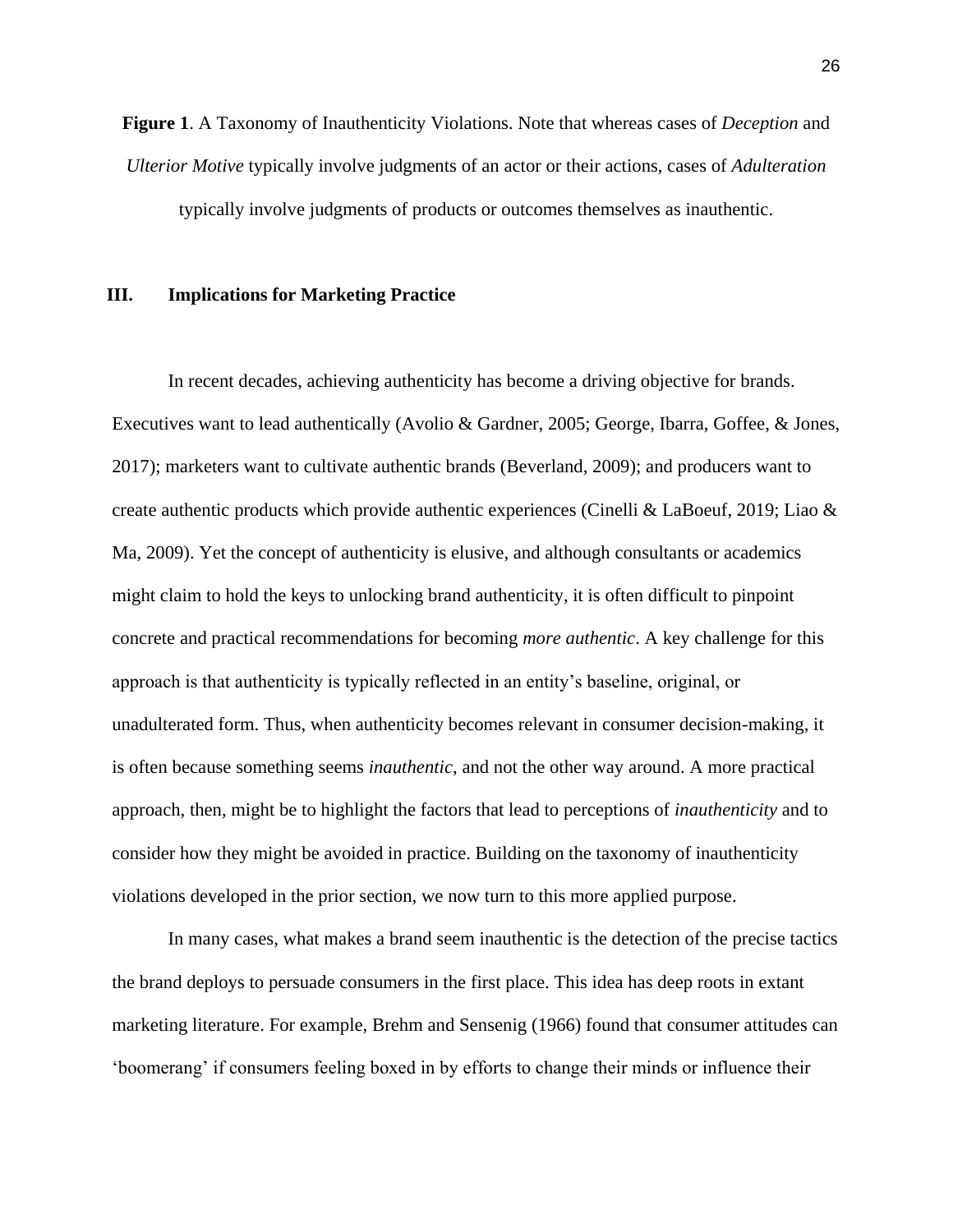**Figure 1**. A Taxonomy of Inauthenticity Violations. Note that whereas cases of *Deception* and *Ulterior Motive* typically involve judgments of an actor or their actions, cases of *Adulteration* typically involve judgments of products or outcomes themselves as inauthentic.

## III. Implications for Marketing Practice

In recent decades, achieving authenticity has become a driving objective for brands. Executives want to lead authentically (Avolio & Gardner, 2005; George, Ibarra, Goffee, & Jones, 2017); marketers want to cultivate authentic brands (Beverland, 2009); and producers want to create authentic products which provide authentic experiences (Cinelli & LaBoeuf, 2019; Liao & Ma, 2009). Yet the concept of authenticity is elusive, and although consultants or academics might claim to hold the keys to unlocking brand authenticity, it is often difficult to pinpoint concrete and practical recommendations for becoming *more authentic*. A key challenge for this approach is that authenticity is typically reflected in an entity's baseline, original, or unadulterated form. Thus, when authenticity becomes relevant in consumer decision-making, it is often because something seems *inauthentic*, and not the other way around. A more practical approach, then, might be to highlight the factors that lead to perceptions of *inauthenticity* and to consider how they might be avoided in practice. Building on the taxonomy of inauthenticity violations developed in the prior section, we now turn to this more applied purpose.

In many cases, what makes a brand seem inauthentic is the detection of the precise tactics the brand deploys to persuade consumers in the first place. This idea has deep roots in extant marketing literature. For example, Brehm and Sensenig (1966) found that consumer attitudes can 'boomerang' if consumers feeling boxed in by efforts to change their minds or influence their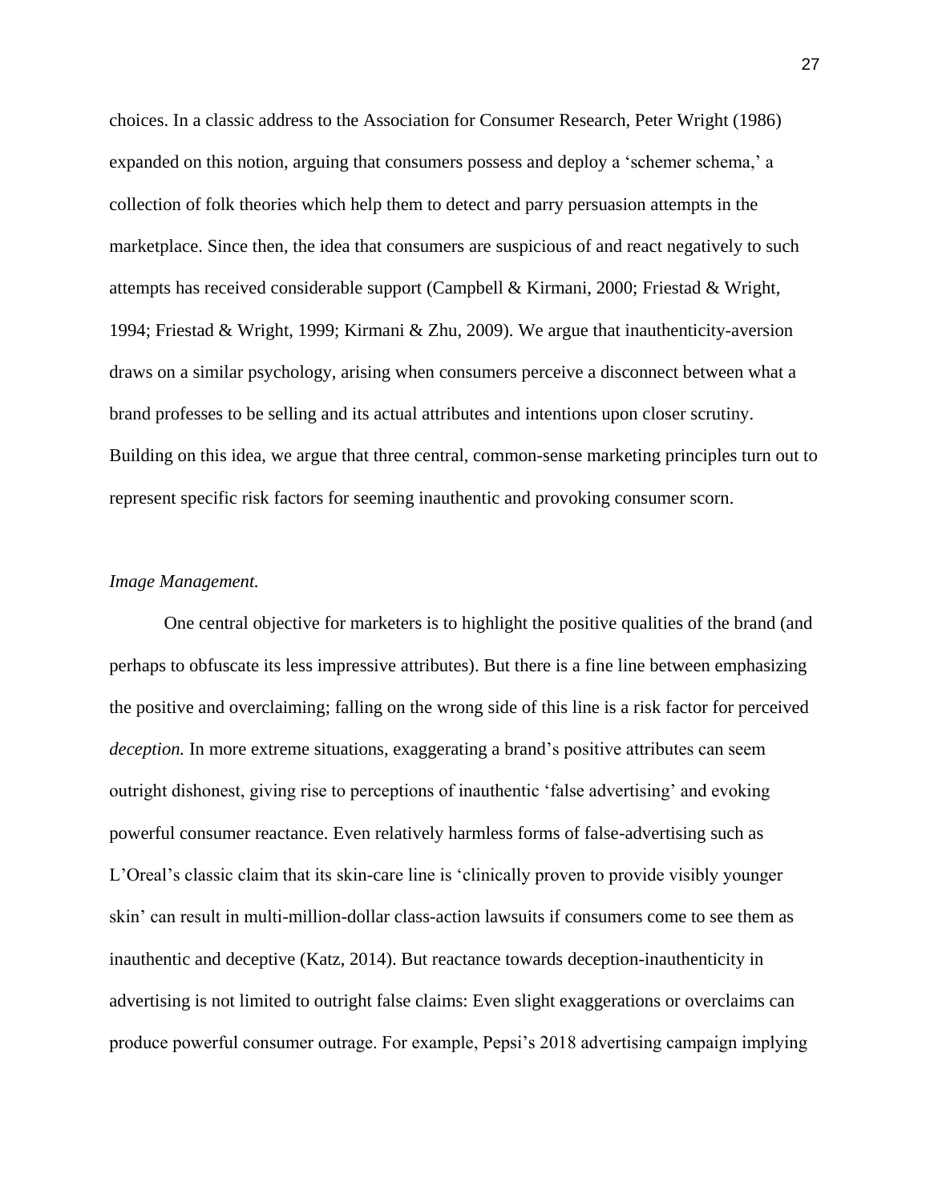choices. In a classic address to the Association for Consumer Research, Peter Wright (1986) expanded on this notion, arguing that consumers possess and deploy a 'schemer schema,' a collection of folk theories which help them to detect and parry persuasion attempts in the marketplace. Since then, the idea that consumers are suspicious of and react negatively to such attempts has received considerable support (Campbell & Kirmani, 2000; Friestad & Wright, 1994; Friestad & Wright, 1999; Kirmani & Zhu, 2009). We argue that inauthenticity-aversion draws on a similar psychology, arising when consumers perceive a disconnect between what a brand professes to be selling and its actual attributes and intentions upon closer scrutiny. Building on this idea, we argue that three central, common-sense marketing principles turn out to represent specific risk factors for seeming inauthentic and provoking consumer scorn.

*Image Management.*

One central objective for marketers is to highlight the positive qualities of the brand (and perhaps to obfuscate its less impressive attributes). But there is a fine line between emphasizing the positive and overclaiming; falling on the wrong side of this line is a risk factor for perceived *deception.* In more extreme situations, exaggerating a brand's positive attributes can seem outright dishonest, giving rise to perceptions of inauthentic 'false advertising' and evoking powerful consumer reactance. Even relatively harmless forms of false-advertising such as L'Oreal's classic claim that its skin-care line is 'clinically proven to provide visibly younger skin' can result in multi-million-dollar class-action lawsuits if consumers come to see them as inauthentic and deceptive (Katz, 2014). But reactance towards deception-inauthenticity in advertising is not limited to outright false claims: Even slight exaggerations or overclaims can produce powerful consumer outrage. For example, Pepsi's 2018 advertising campaign implying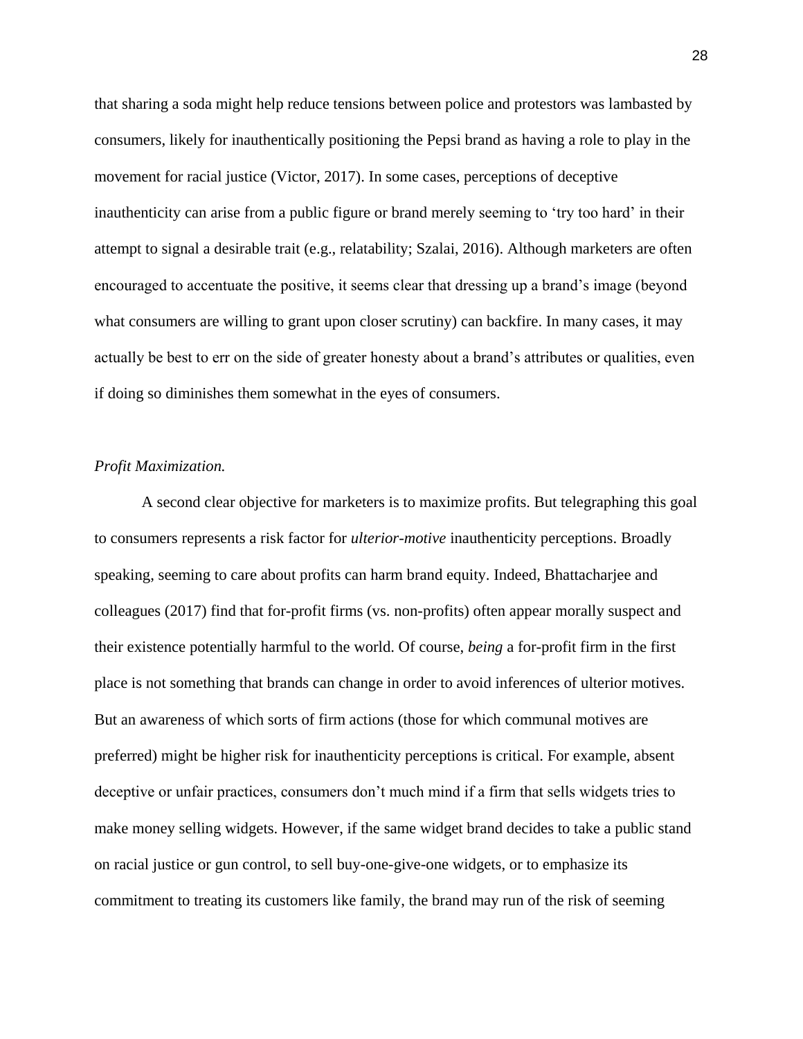that sharing a soda might help reduce tensions between police and protestors was lambasted by consumers, likely for inauthentically positioning the Pepsi brand as having a role to play in the movement for racial justice (Victor, 2017). In some cases, perceptions of deceptive inauthenticity can arise from a public figure or brand merely seeming to 'try too hard' in their attempt to signal a desirable trait (e.g., relatability; Szalai, 2016). Although marketers are often encouraged to accentuate the positive, it seems clear that dressing up a brand's image (beyond what consumers are willing to grant upon closer scrutiny) can backfire. In many cases, it may actually be best to err on the side of greater honesty about a brand's attributes or qualities, even if doing so diminishes them somewhat in the eyes of consumers.

*Profit Maximization.*

A second clear objective for marketers is to maximize profits. But telegraphing this goal to consumers represents a risk factor for *ulterior-motive* inauthenticity perceptions. Broadly speaking, seeming to care about profits can harm brand equity. Indeed, Bhattacharjee and colleagues (2017) find that for-profit firms (vs. non-profits) often appear morally suspect and their existence potentially harmful to the world. Of course, *being* a for-profit firm in the first place is not something that brands can change in order to avoid inferences of ulterior motives. But an awareness of which sorts of firm actions (those for which communal motives are preferred) might be higher risk for inauthenticity perceptions is critical. For example, absent deceptive or unfair practices, consumers don't much mind if a firm that sells widgets tries to make money selling widgets. However, if the same widget brand decides to take a public stand on racial justice or gun control, to sell buy-one-give-one widgets, or to emphasize its commitment to treating its customers like family, the brand may run of the risk of seeming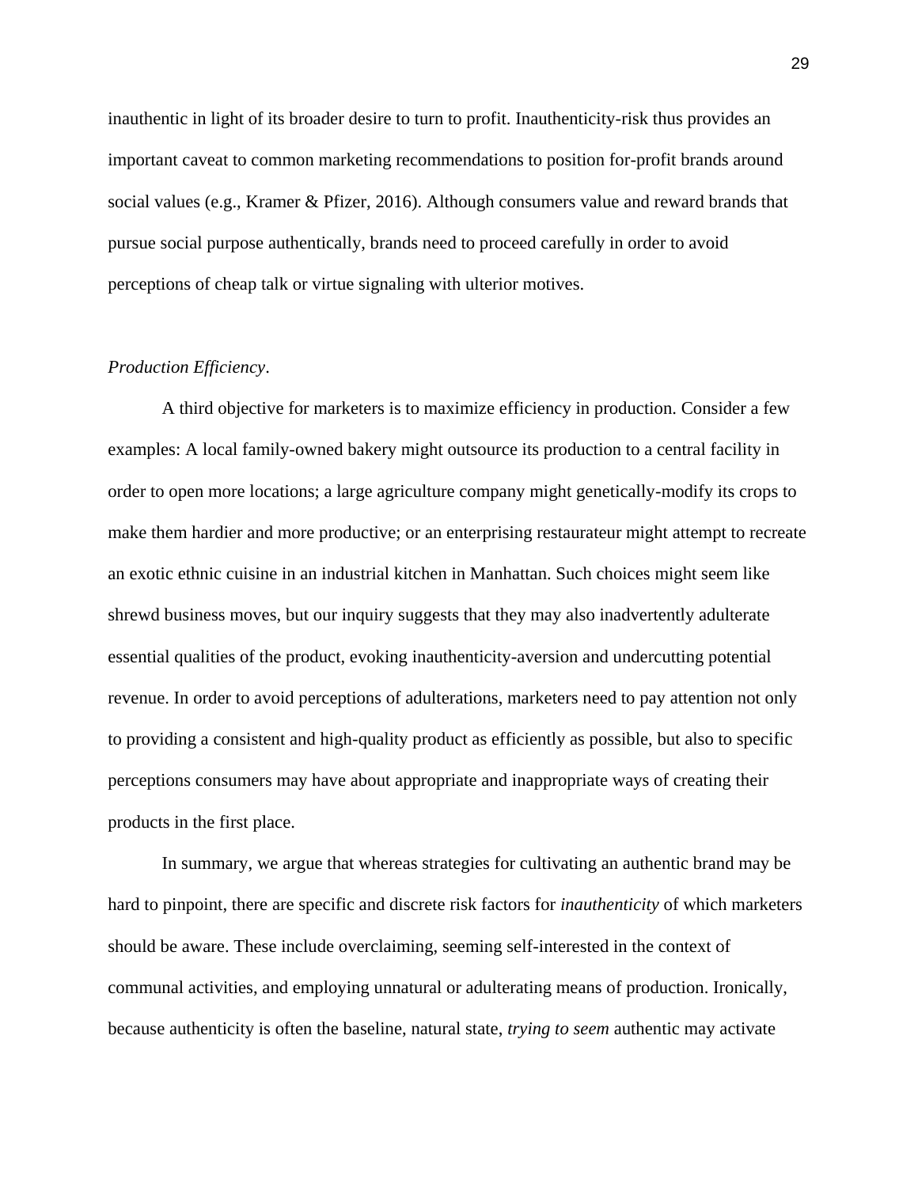inauthentic in light of its broader desire to turn to profit. Inauthenticity-risk thus provides an important caveat to common marketing recommendations to position for-profit brands around social values (e.g., Kramer & Pfizer, 2016). Although consumers value and reward brands that pursue social purpose authentically, brands need to proceed carefully in order to avoid perceptions of cheap talk or virtue signaling with ulterior motives.

*Production Efficiency*.

A third objective for marketers is to maximize efficiency in production. Consider a few examples: A local family-owned bakery might outsource its production to a central facility in order to open more locations; a large agriculture company might genetically-modify its crops to make them hardier and more productive; or an enterprising restaurateur might attempt to recreate an exotic ethnic cuisine in an industrial kitchen in Manhattan. Such choices might seem like shrewd business moves, but our inquiry suggests that they may also inadvertently adulterate essential qualities of the product, evoking inauthenticity-aversion and undercutting potential revenue. In order to avoid perceptions of adulterations, marketers need to pay attention not only to providing a consistent and high-quality product as efficiently as possible, but also to specific perceptions consumers may have about appropriate and inappropriate ways of creating their products in the first place.

In summary, we argue that whereas strategies for cultivating an authentic brand may be hard to pinpoint, there are specific and discrete risk factors for *inauthenticity* of which marketers should be aware. These include overclaiming, seeming self-interested in the context of communal activities, and employing unnatural or adulterating means of production. Ironically, because authenticity is often the baseline, natural state, *trying to seem* authentic may activate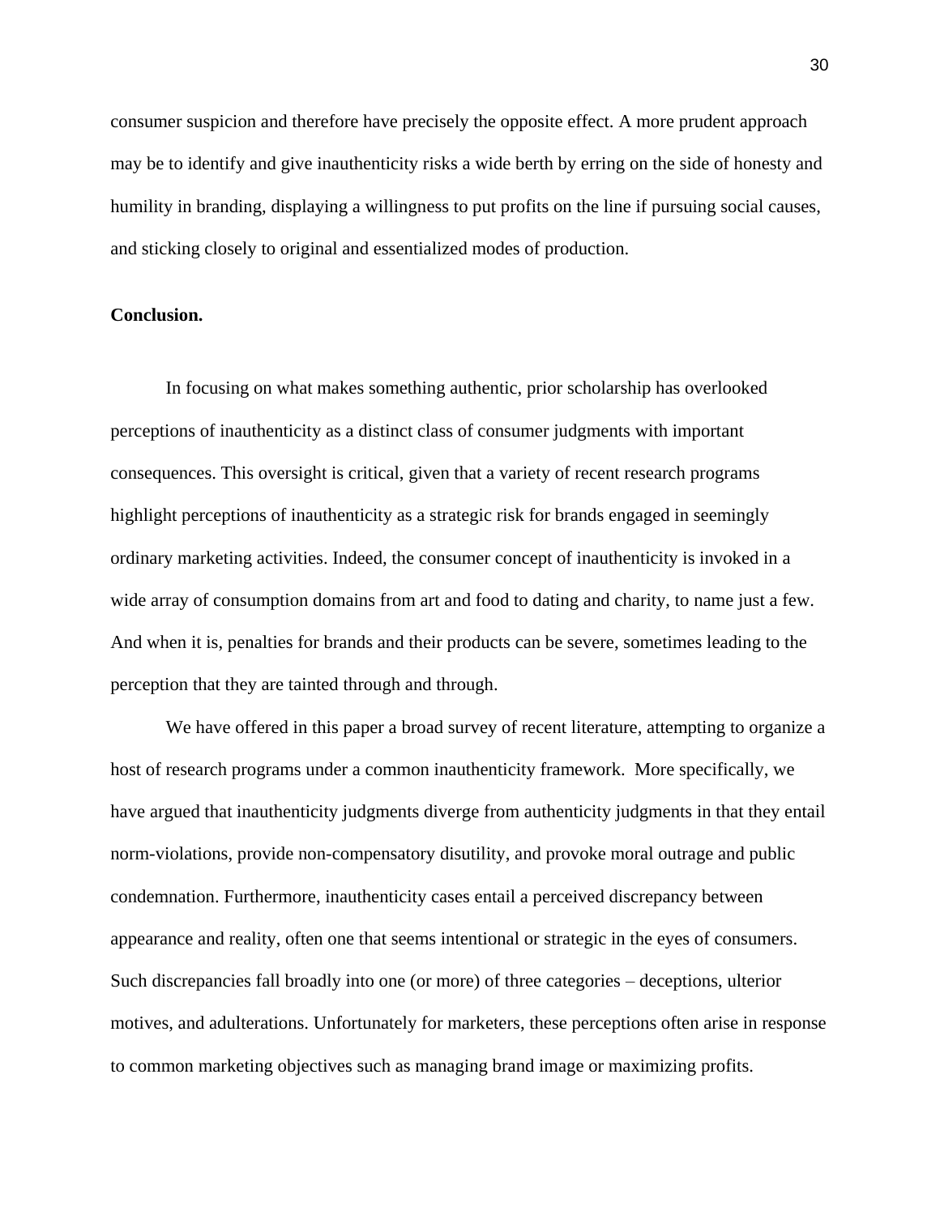consumer suspicion and therefore have precisely the opposite effect. A more prudent approach may be to identify and give inauthenticity risks a wide berth by erring on the side of honesty and humility in branding, displaying a willingness to put profits on the line if pursuing social causes, and sticking closely to original and essentialized modes of production.

**Conclusion.**

In focusing on what makes something authentic, prior scholarship has overlooked perceptions of inauthenticity as a distinct class of consumer judgments with important consequences. This oversight is critical, given that a variety of recent research programs highlight perceptions of inauthenticity as a strategic risk for brands engaged in seemingly ordinary marketing activities. Indeed, the consumer concept of inauthenticity is invoked in a wide array of consumption domains from art and food to dating and charity, to name just a few. And when it is, penalties for brands and their products can be severe, sometimes leading to the perception that they are tainted through and through.

We have offered in this paper a broad survey of recent literature, attempting to organize a host of research programs under a common inauthenticity framework. More specifically, we have argued that inauthenticity judgments diverge from authenticity judgments in that they entail norm-violations, provide non-compensatory disutility, and provoke moral outrage and public condemnation. Furthermore, inauthenticity cases entail a perceived discrepancy between appearance and reality, often one that seems intentional or strategic in the eyes of consumers. Such discrepancies fall broadly into one (or more) of three categories – deceptions, ulterior motives, and adulterations. Unfortunately for marketers, these perceptions often arise in response to common marketing objectives such as managing brand image or maximizing profits.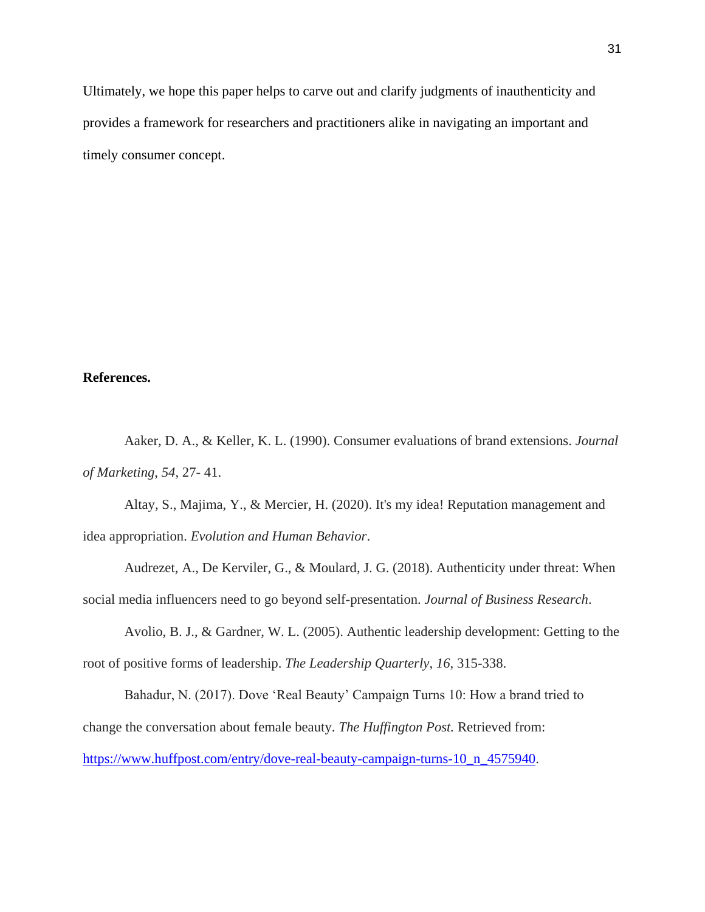Ultimately, we hope this paper helps to carve out and clarify judgments of inauthenticity and provides a framework for researchers and practitioners alike in navigating an important and timely consumer concept.

## References.

Aaker, D. A., & Keller, K. L. (1990). Consumer evaluations of brand extensions. *Journal of Marketing*, *54*, 27- 41.

Altay, S., Majima, Y., & Mercier, H. (2020). It's my idea! Reputation management and idea appropriation. *Evolution and Human Behavior*.

Audrezet, A., De Kerviler, G., & Moulard, J. G. (2018). Authenticity under threat: When social media influencers need to go beyond self-presentation. *Journal of Business Research*.

Avolio, B. J., & Gardner, W. L. (2005). Authentic leadership development: Getting to the root of positive forms of leadership. *The Leadership Quarterly*, *16*, 315-338.

Bahadur, N. (2017). Dove 'Real Beauty' Campaign Turns 10: How a brand tried to change the conversation about female beauty. *The Huffington Post.* Retrieved from: https://www.huffpost.com/entry/dove-real-beauty-campaign-turns-10_n_4575940.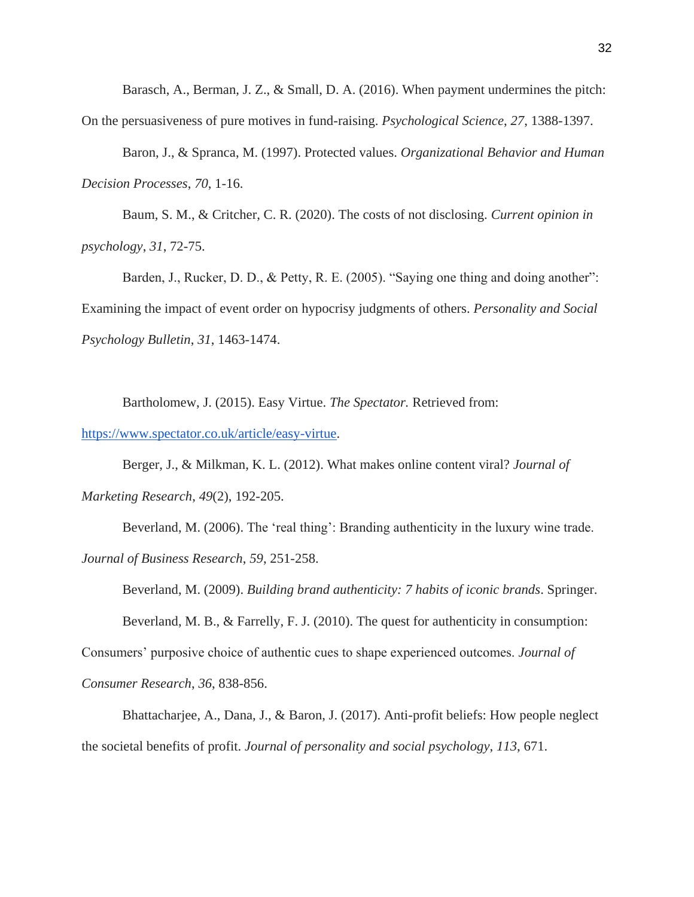Barasch, A., Berman, J. Z., & Small, D. A. (2016). When payment undermines the pitch: On the persuasiveness of pure motives in fund-raising. *Psychological Science*, *27*, 1388-1397.

Baron, J., & Spranca, M. (1997). Protected values. *Organizational Behavior and Human Decision Processes*, *70*, 1-16.

Baum, S. M., & Critcher, C. R. (2020). The costs of not disclosing. *Current opinion in psychology*, *31*, 72-75.

Barden, J., Rucker, D. D., & Petty, R. E. (2005). "Saying one thing and doing another": Examining the impact of event order on hypocrisy judgments of others. *Personality and Social Psychology Bulletin*, *31*, 1463-1474.

Bartholomew, J. (2015). Easy Virtue. *The Spectator.* Retrieved from: [https://www.spectator.co.uk/article/easy-virtue](https://www.spectator.co.uk/article/easy-virtue).

Berger, J., & Milkman, K. L. (2012). What makes online content viral? *Journal of Marketing Research*, *49*(2), 192-205.

Beverland, M. (2006). The 'real thing': Branding authenticity in the luxury wine trade. *Journal of Business Research*, *59*, 251-258.

Beverland, M. (2009). *Building brand authenticity: 7 habits of iconic brands*. Springer.

Beverland, M. B., & Farrelly, F. J. (2010). The quest for authenticity in consumption: Consumers' purposive choice of authentic cues to shape experienced outcomes. *Journal of Consumer Research*, *36*, 838-856.

Bhattacharjee, A., Dana, J., & Baron, J. (2017). Anti-profit beliefs: How people neglect the societal benefits of profit. *Journal of personality and social psychology*, *113*, 671.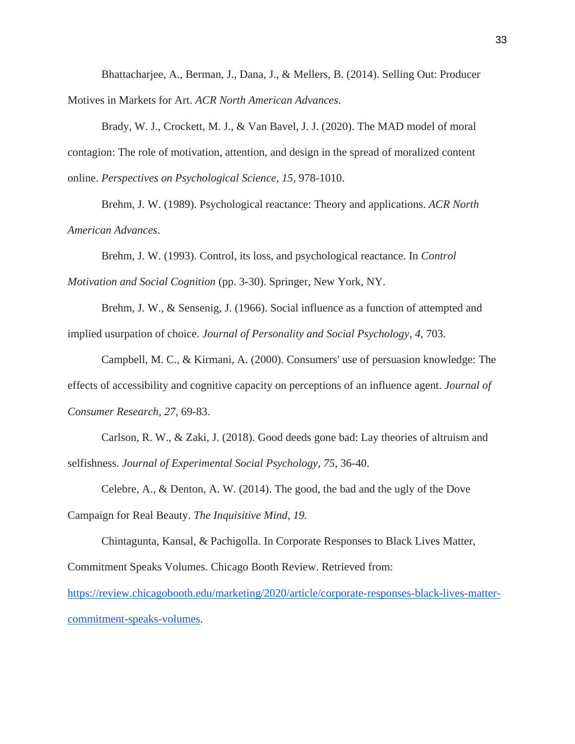Bhattacharjee, A., Berman, J., Dana, J., & Mellers, B. (2014). Selling Out: Producer Motives in Markets for Art. *ACR North American Advances*.

Brady, W. J., Crockett, M. J., & Van Bavel, J. J. (2020). The MAD model of moral contagion: The role of motivation, attention, and design in the spread of moralized content online. *Perspectives on Psychological Science*, *15*, 978-1010.

Brehm, J. W. (1989). Psychological reactance: Theory and applications. *ACR North American Advances*.

Brehm, J. W. (1993). Control, its loss, and psychological reactance. In *Control Motivation and Social Cognition* (pp. 3-30). Springer, New York, NY.

Brehm, J. W., & Sensenig, J. (1966). Social influence as a function of attempted and implied usurpation of choice. *Journal of Personality and Social Psychology*, *4*, 703.

Campbell, M. C., & Kirmani, A. (2000). Consumers' use of persuasion knowledge: The effects of accessibility and cognitive capacity on perceptions of an influence agent. *Journal of Consumer Research*, *27*, 69-83.

Carlson, R. W., & Zaki, J. (2018). Good deeds gone bad: Lay theories of altruism and selfishness. *Journal of Experimental Social Psychology*, *75*, 36-40.

Celebre, A., & Denton, A. W. (2014). The good, the bad and the ugly of the Dove Campaign for Real Beauty. *The Inquisitive Mind*, *19.*

Chintagunta, Kansal, & Pachigolla. In Corporate Responses to Black Lives Matter, Commitment Speaks Volumes. Chicago Booth Review. Retrieved from: [https://review.chicagobooth.edu/marketing/2020/article/corporate-responses-black-lives-matter-commitment-speaks-volumes](https://review.chicagobooth.edu/marketing/2020/article/corporate-responses-black-lives-matter-commitment-speaks-volumes).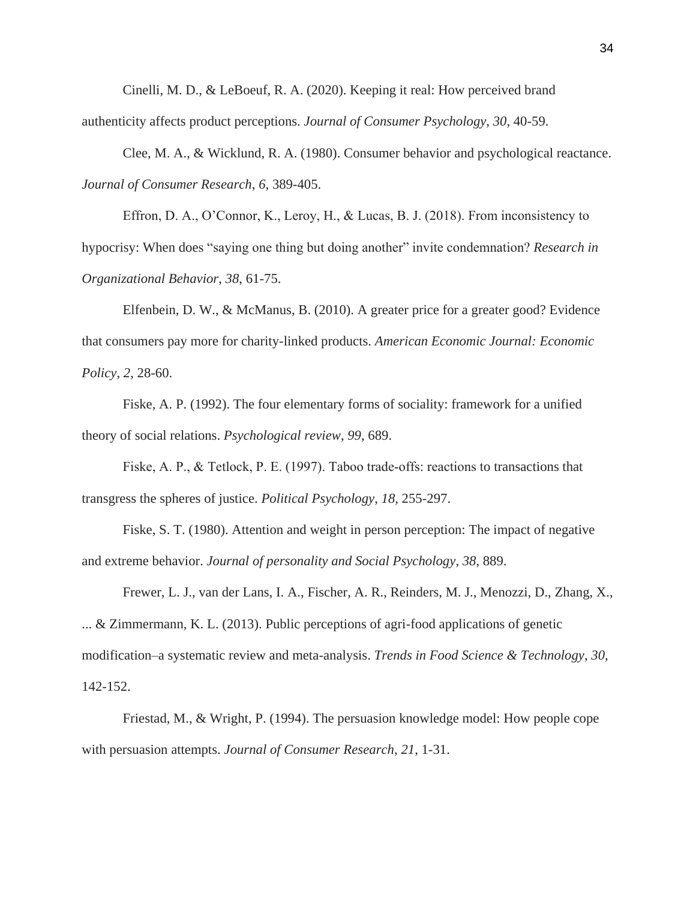Cinelli, M. D., & LeBoeuf, R. A. (2020). Keeping it real: How perceived brand authenticity affects product perceptions. *Journal of Consumer Psychology*, *30*, 40-59.

Clee, M. A., & Wicklund, R. A. (1980). Consumer behavior and psychological reactance. *Journal of Consumer Research*, *6*, 389-405.

Effron, D. A., O'Connor, K., Leroy, H., & Lucas, B. J. (2018). From inconsistency to hypocrisy: When does "saying one thing but doing another" invite condemnation? *Research in Organizational Behavior*, *38*, 61-75.

Elfenbein, D. W., & McManus, B. (2010). A greater price for a greater good? Evidence that consumers pay more for charity-linked products. *American Economic Journal: Economic Policy*, *2*, 28-60.

Fiske, A. P. (1992). The four elementary forms of sociality: framework for a unified theory of social relations. *Psychological review*, *99*, 689.

Fiske, A. P., & Tetlock, P. E. (1997). Taboo trade-offs: reactions to transactions that transgress the spheres of justice. *Political Psychology*, *18*, 255-297.

Fiske, S. T. (1980). Attention and weight in person perception: The impact of negative and extreme behavior. *Journal of personality and Social Psychology*, *38*, 889.

Frewer, L. J., van der Lans, I. A., Fischer, A. R., Reinders, M. J., Menozzi, D., Zhang, X., ... & Zimmermann, K. L. (2013). Public perceptions of agri-food applications of genetic modification–a systematic review and meta-analysis. *Trends in Food Science & Technology*, *30*, 142-152.

Friestad, M., & Wright, P. (1994). The persuasion knowledge model: How people cope with persuasion attempts. *Journal of Consumer Research*, *21*, 1-31.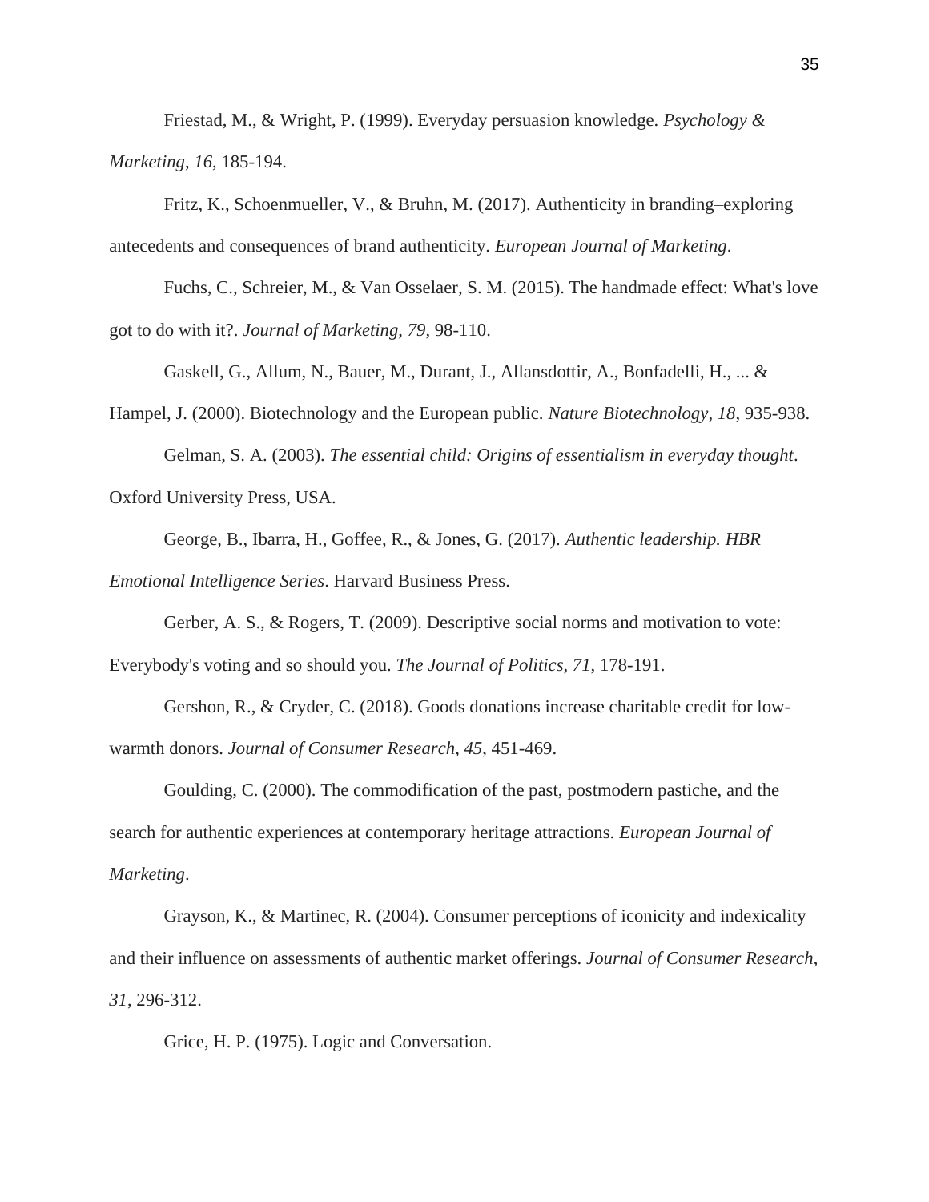Friestad, M., & Wright, P. (1999). Everyday persuasion knowledge. *Psychology & Marketing*, *16*, 185-194.

Fritz, K., Schoenmueller, V., & Bruhn, M. (2017). Authenticity in branding–exploring antecedents and consequences of brand authenticity. *European Journal of Marketing*.

Fuchs, C., Schreier, M., & Van Osselaer, S. M. (2015). The handmade effect: What's love got to do with it?. *Journal of Marketing*, *79*, 98-110.

Gaskell, G., Allum, N., Bauer, M., Durant, J., Allansdottir, A., Bonfadelli, H., ... & Hampel, J. (2000). Biotechnology and the European public. *Nature Biotechnology*, *18*, 935-938.

Gelman, S. A. (2003). *The essential child: Origins of essentialism in everyday thought*. Oxford University Press, USA.

George, B., Ibarra, H., Goffee, R., & Jones, G. (2017). *Authentic leadership. HBR Emotional Intelligence Series*. Harvard Business Press.

Gerber, A. S., & Rogers, T. (2009). Descriptive social norms and motivation to vote: Everybody's voting and so should you. *The Journal of Politics*, *71*, 178-191.

Gershon, R., & Cryder, C. (2018). Goods donations increase charitable credit for low-warmth donors. *Journal of Consumer Research*, *45*, 451-469.

Goulding, C. (2000). The commodification of the past, postmodern pastiche, and the search for authentic experiences at contemporary heritage attractions. *European Journal of Marketing*.

Grayson, K., & Martinec, R. (2004). Consumer perceptions of iconicity and indexicality and their influence on assessments of authentic market offerings. *Journal of Consumer Research*, *31*, 296-312.

Grice, H. P. (1975). Logic and Conversation.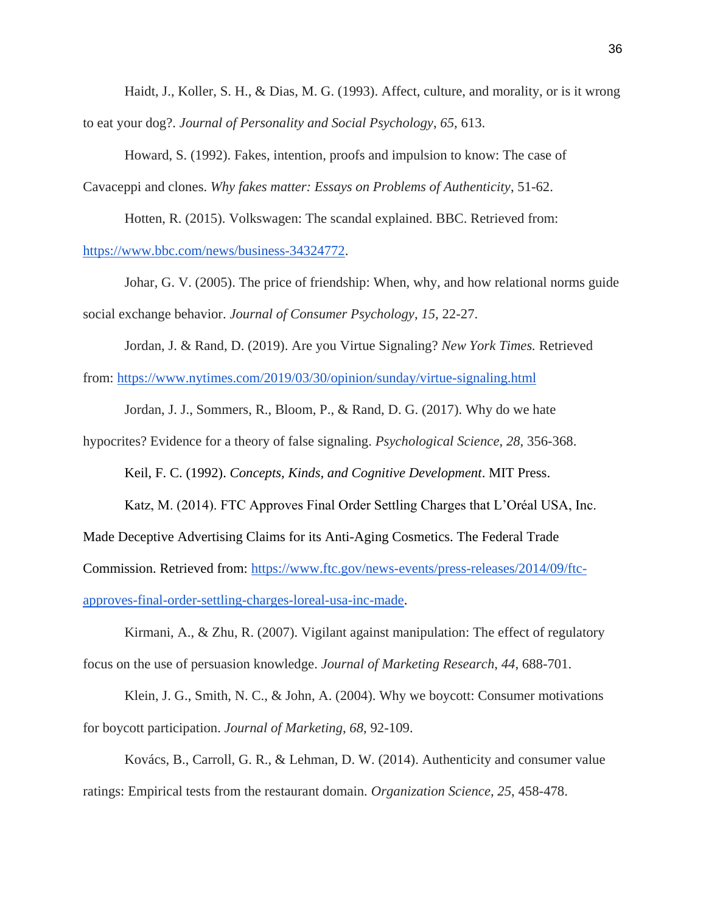Haidt, J., Koller, S. H., & Dias, M. G. (1993). Affect, culture, and morality, or is it wrong to eat your dog?. *Journal of Personality and Social Psychology*, *65*, 613.

Howard, S. (1992). Fakes, intention, proofs and impulsion to know: The case of Cavaceppi and clones. *Why fakes matter: Essays on Problems of Authenticity*, 51-62.

Hotten, R. (2015). Volkswagen: The scandal explained. BBC. Retrieved from: https://www.bbc.com/news/business-34324772.

Johar, G. V. (2005). The price of friendship: When, why, and how relational norms guide social exchange behavior. *Journal of Consumer Psychology*, *15*, 22-27.

Jordan, J. & Rand, D. (2019). Are you Virtue Signaling? *New York Times.* Retrieved from: https://www.nytimes.com/2019/03/30/opinion/sunday/virtue-signaling.html

Jordan, J. J., Sommers, R., Bloom, P., & Rand, D. G. (2017). Why do we hate hypocrites? Evidence for a theory of false signaling. *Psychological Science*, *28*, 356-368.

Keil, F. C. (1992). *Concepts, Kinds, and Cognitive Development*. MIT Press.

Katz, M. (2014). FTC Approves Final Order Settling Charges that L'Oréal USA, Inc. Made Deceptive Advertising Claims for its Anti-Aging Cosmetics. The Federal Trade Commission. Retrieved from: https://www.ftc.gov/news-events/press-releases/2014/09/ftc-approves-final-order-settling-charges-loreal-usa-inc-made.

Kirmani, A., & Zhu, R. (2007). Vigilant against manipulation: The effect of regulatory focus on the use of persuasion knowledge. *Journal of Marketing Research*, *44*, 688-701.

Klein, J. G., Smith, N. C., & John, A. (2004). Why we boycott: Consumer motivations for boycott participation. *Journal of Marketing*, *68*, 92-109.

Kovács, B., Carroll, G. R., & Lehman, D. W. (2014). Authenticity and consumer value ratings: Empirical tests from the restaurant domain. *Organization Science*, *25*, 458-478.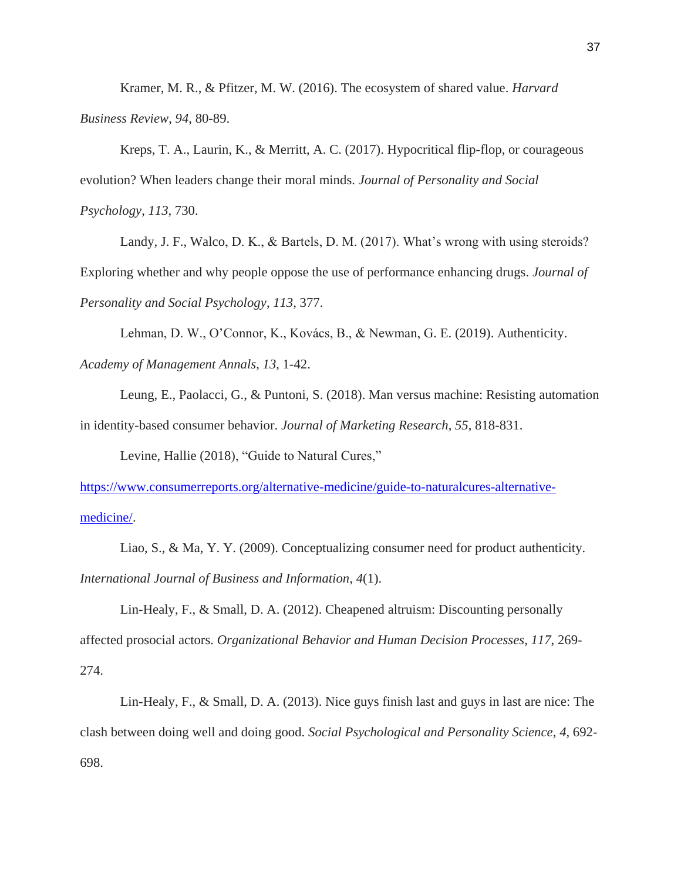Kramer, M. R., & Pfitzer, M. W. (2016). The ecosystem of shared value. *Harvard Business Review*, *94*, 80-89.

Kreps, T. A., Laurin, K., & Merritt, A. C. (2017). Hypocritical flip-flop, or courageous evolution? When leaders change their moral minds. *Journal of Personality and Social Psychology*, *113*, 730.

Landy, J. F., Walco, D. K., & Bartels, D. M. (2017). What's wrong with using steroids? Exploring whether and why people oppose the use of performance enhancing drugs. *Journal of Personality and Social Psychology*, *113*, 377.

Lehman, D. W., O'Connor, K., Kovács, B., & Newman, G. E. (2019). Authenticity. *Academy of Management Annals*, *13*, 1-42.

Leung, E., Paolacci, G., & Puntoni, S. (2018). Man versus machine: Resisting automation in identity-based consumer behavior. *Journal of Marketing Research*, *55*, 818-831.

Levine, Hallie (2018), "Guide to Natural Cures," [https://www.consumerreports.org/alternative-medicine/guide-to-naturalcures-alternative-medicine/](https://www.consumerreports.org/alternative-medicine/guide-to-naturalcures-alternative-medicine/).

Liao, S., & Ma, Y. Y. (2009). Conceptualizing consumer need for product authenticity. *International Journal of Business and Information*, *4*(1).

Lin-Healy, F., & Small, D. A. (2012). Cheapened altruism: Discounting personally affected prosocial actors. *Organizational Behavior and Human Decision Processes*, *117*, 269-274.

Lin-Healy, F., & Small, D. A. (2013). Nice guys finish last and guys in last are nice: The clash between doing well and doing good. *Social Psychological and Personality Science*, *4*, 692-698.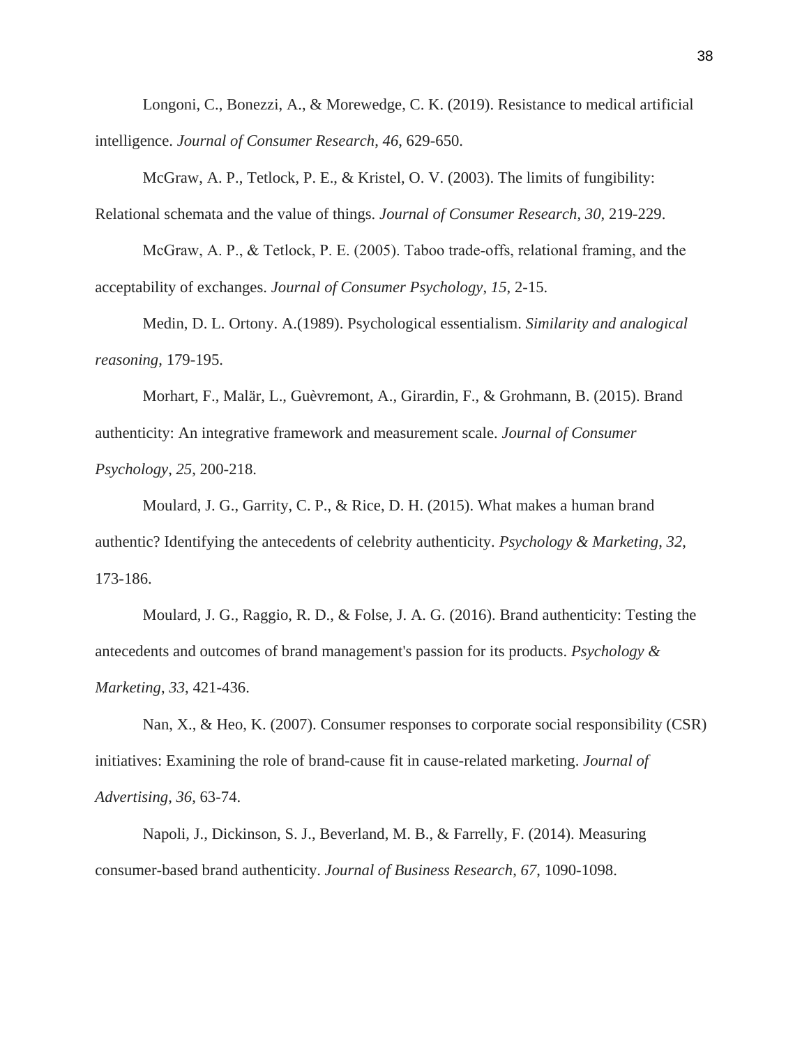Longoni, C., Bonezzi, A., & Morewedge, C. K. (2019). Resistance to medical artificial intelligence. *Journal of Consumer Research*, *46*, 629-650.

McGraw, A. P., Tetlock, P. E., & Kristel, O. V. (2003). The limits of fungibility: Relational schemata and the value of things. *Journal of Consumer Research*, *30*, 219-229.

McGraw, A. P., & Tetlock, P. E. (2005). Taboo trade-offs, relational framing, and the acceptability of exchanges. *Journal of Consumer Psychology*, *15*, 2-15.

Medin, D. L. Ortony. A.(1989). Psychological essentialism. *Similarity and analogical reasoning*, 179-195.

Morhart, F., Malär, L., Guèvremont, A., Girardin, F., & Grohmann, B. (2015). Brand authenticity: An integrative framework and measurement scale. *Journal of Consumer Psychology*, *25*, 200-218.

Moulard, J. G., Garrity, C. P., & Rice, D. H. (2015). What makes a human brand authentic? Identifying the antecedents of celebrity authenticity. *Psychology & Marketing*, *32*, 173-186.

Moulard, J. G., Raggio, R. D., & Folse, J. A. G. (2016). Brand authenticity: Testing the antecedents and outcomes of brand management's passion for its products. *Psychology & Marketing*, *33*, 421-436.

Nan, X., & Heo, K. (2007). Consumer responses to corporate social responsibility (CSR) initiatives: Examining the role of brand-cause fit in cause-related marketing. *Journal of Advertising*, *36*, 63-74.

Napoli, J., Dickinson, S. J., Beverland, M. B., & Farrelly, F. (2014). Measuring consumer-based brand authenticity. *Journal of Business Research*, *67*, 1090-1098.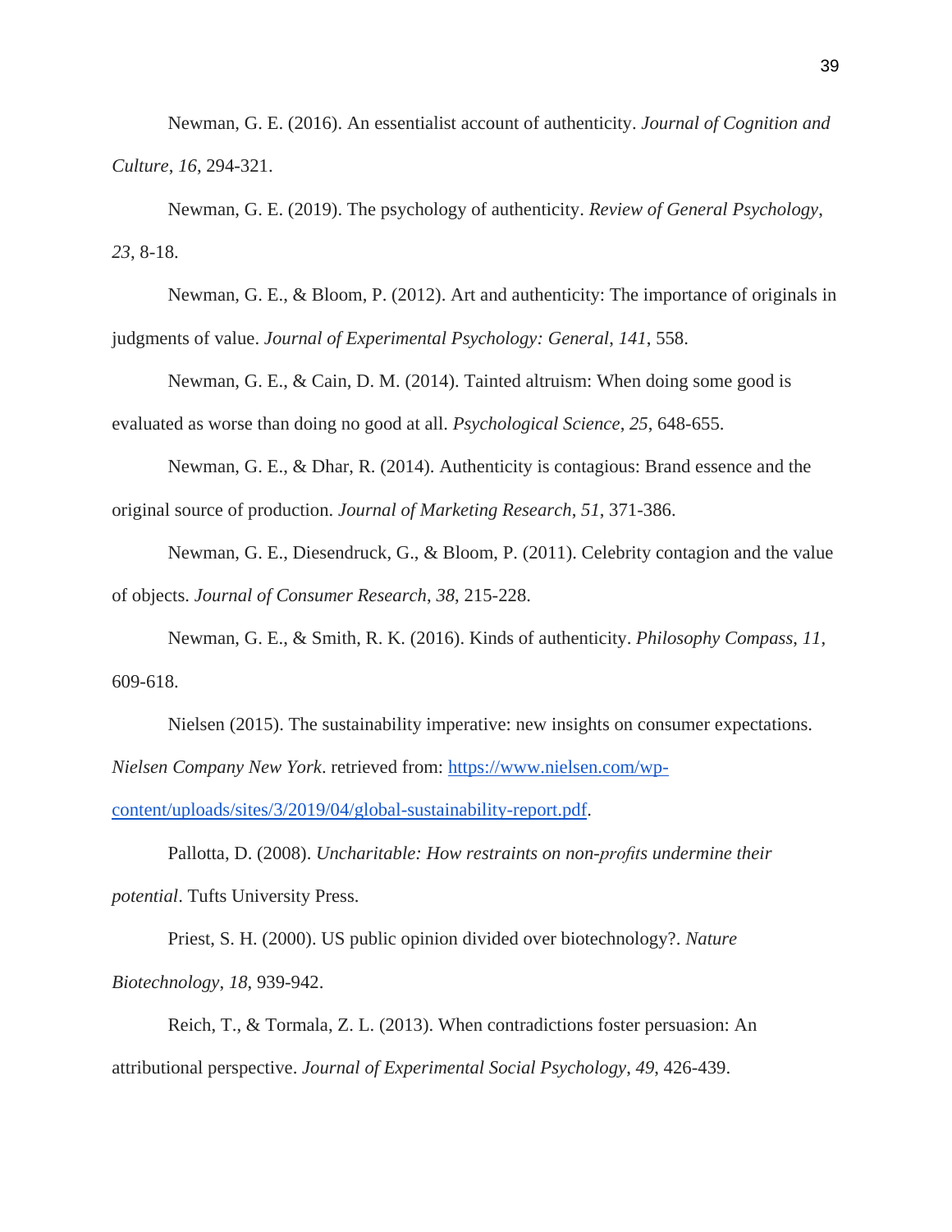Newman, G. E. (2016). An essentialist account of authenticity. *Journal of Cognition and Culture*, *16*, 294-321.

Newman, G. E. (2019). The psychology of authenticity. *Review of General Psychology*, *23*, 8-18.

Newman, G. E., & Bloom, P. (2012). Art and authenticity: The importance of originals in judgments of value. *Journal of Experimental Psychology: General*, *141*, 558.

Newman, G. E., & Cain, D. M. (2014). Tainted altruism: When doing some good is evaluated as worse than doing no good at all. *Psychological Science*, *25*, 648-655.

Newman, G. E., & Dhar, R. (2014). Authenticity is contagious: Brand essence and the original source of production. *Journal of Marketing Research*, *51*, 371-386.

Newman, G. E., Diesendruck, G., & Bloom, P. (2011). Celebrity contagion and the value of objects. *Journal of Consumer Research*, *38*, 215-228.

Newman, G. E., & Smith, R. K. (2016). Kinds of authenticity. *Philosophy Compass*, *11*, 609-618.

Nielsen (2015). The sustainability imperative: new insights on consumer expectations. *Nielsen Company New York*. retrieved from: [https://www.nielsen.com/wp-content/uploads/sites/3/2019/04/global-sustainability-report.pdf](https://www.nielsen.com/wp-content/uploads/sites/3/2019/04/global-sustainability-report.pdf).

Pallotta, D. (2008). *Uncharitable: How restraints on non-profits undermine their potential*. Tufts University Press.

Priest, S. H. (2000). US public opinion divided over biotechnology?. *Nature Biotechnology*, *18*, 939-942.

Reich, T., & Tormala, Z. L. (2013). When contradictions foster persuasion: An attributional perspective. *Journal of Experimental Social Psychology*, *49*, 426-439.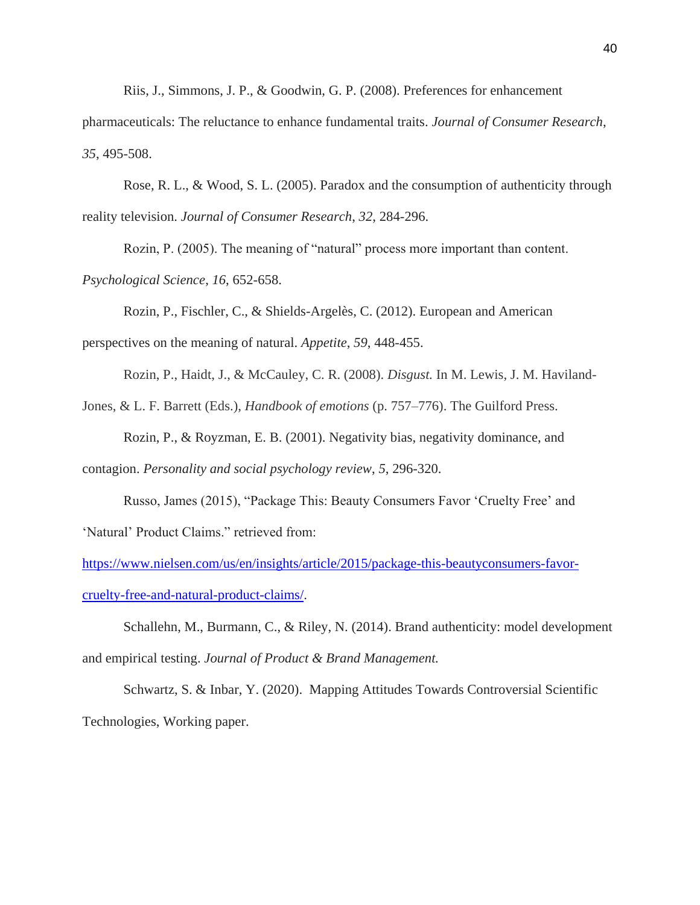Riis, J., Simmons, J. P., & Goodwin, G. P. (2008). Preferences for enhancement pharmaceuticals: The reluctance to enhance fundamental traits. *Journal of Consumer Research*, *35*, 495-508.

Rose, R. L., & Wood, S. L. (2005). Paradox and the consumption of authenticity through reality television. *Journal of Consumer Research*, *32*, 284-296.

Rozin, P. (2005). The meaning of "natural" process more important than content. *Psychological Science*, *16*, 652-658.

Rozin, P., Fischler, C., & Shields-Argelès, C. (2012). European and American perspectives on the meaning of natural. *Appetite*, *59*, 448-455.

Rozin, P., Haidt, J., & McCauley, C. R. (2008). *Disgust.* In M. Lewis, J. M. Haviland-Jones, & L. F. Barrett (Eds.), *Handbook of emotions* (p. 757–776). The Guilford Press.

Rozin, P., & Royzman, E. B. (2001). Negativity bias, negativity dominance, and contagion. *Personality and social psychology review*, *5*, 296-320.

Russo, James (2015), "Package This: Beauty Consumers Favor 'Cruelty Free' and 'Natural' Product Claims." retrieved from: [https://www.nielsen.com/us/en/insights/article/2015/package-this-beautyconsumers-favor-cruelty-free-and-natural-product-claims/](https://www.nielsen.com/us/en/insights/article/2015/package-this-beautyconsumers-favor-cruelty-free-and-natural-product-claims/).

Schallehn, M., Burmann, C., & Riley, N. (2014). Brand authenticity: model development and empirical testing. *Journal of Product & Brand Management.*

Schwartz, S. & Inbar, Y. (2020). Mapping Attitudes Towards Controversial Scientific Technologies, Working paper.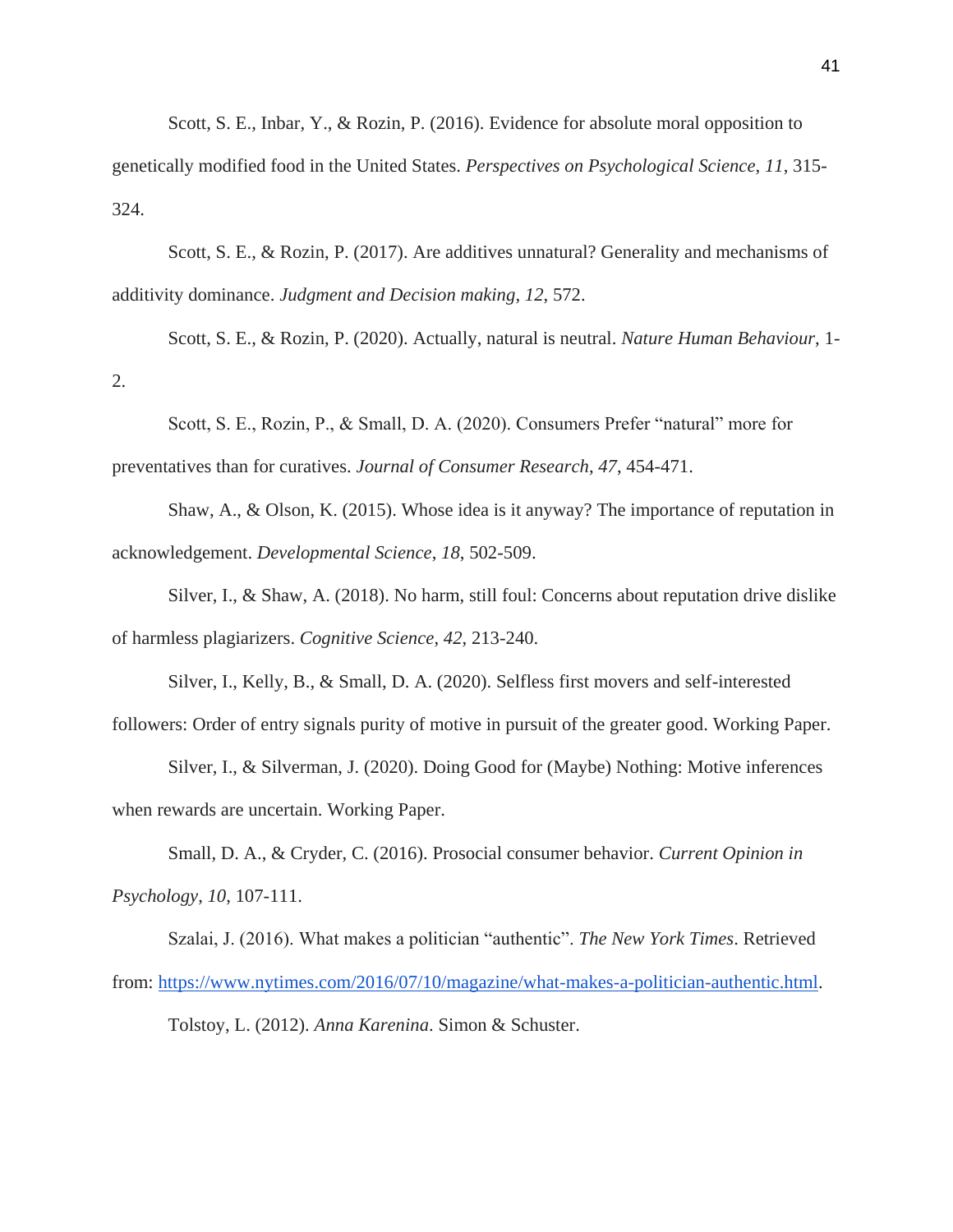Scott, S. E., Inbar, Y., & Rozin, P. (2016). Evidence for absolute moral opposition to genetically modified food in the United States. *Perspectives on Psychological Science*, *11*, 315-324.

Scott, S. E., & Rozin, P. (2017). Are additives unnatural? Generality and mechanisms of additivity dominance. *Judgment and Decision making*, *12*, 572.

Scott, S. E., & Rozin, P. (2020). Actually, natural is neutral. *Nature Human Behaviour*, 1-2.

Scott, S. E., Rozin, P., & Small, D. A. (2020). Consumers Prefer "natural" more for preventatives than for curatives. *Journal of Consumer Research*, *47*, 454-471.

Shaw, A., & Olson, K. (2015). Whose idea is it anyway? The importance of reputation in acknowledgement. *Developmental Science*, *18*, 502-509.

Silver, I., & Shaw, A. (2018). No harm, still foul: Concerns about reputation drive dislike of harmless plagiarizers. *Cognitive Science*, *42*, 213-240.

Silver, I., Kelly, B., & Small, D. A. (2020). Selfless first movers and self-interested followers: Order of entry signals purity of motive in pursuit of the greater good. Working Paper.

Silver, I., & Silverman, J. (2020). Doing Good for (Maybe) Nothing: Motive inferences when rewards are uncertain. Working Paper.

Small, D. A., & Cryder, C. (2016). Prosocial consumer behavior. *Current Opinion in Psychology*, *10*, 107-111.

Szalai, J. (2016). What makes a politician "authentic". *The New York Times*. Retrieved from: https://www.nytimes.com/2016/07/10/magazine/what-makes-a-politician-authentic.html.

Tolstoy, L. (2012). *Anna Karenina*. Simon & Schuster.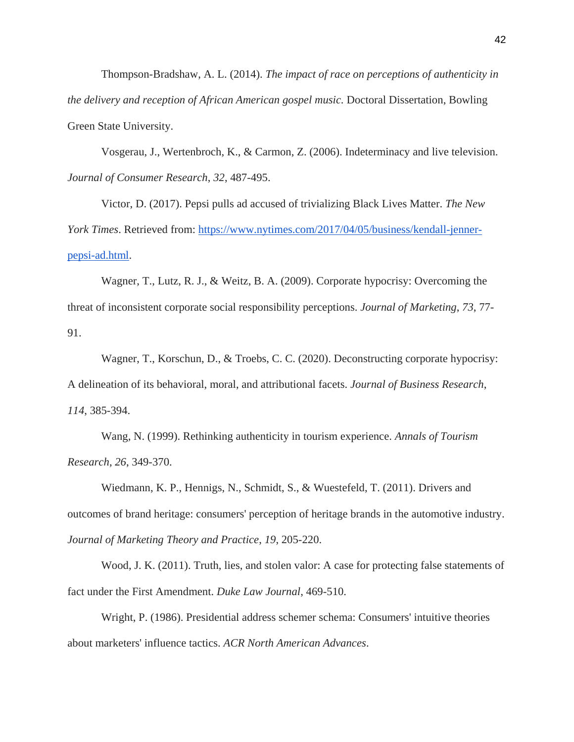Thompson-Bradshaw, A. L. (2014). *The impact of race on perceptions of authenticity in the delivery and reception of African American gospel music.* Doctoral Dissertation, Bowling Green State University.

Vosgerau, J., Wertenbroch, K., & Carmon, Z. (2006). Indeterminacy and live television. *Journal of Consumer Research*, *32*, 487-495.

Victor, D. (2017). Pepsi pulls ad accused of trivializing Black Lives Matter. *The New York Times*. Retrieved from: [https://www.nytimes.com/2017/04/05/business/kendall-jenner-pepsi-ad.html](https://www.nytimes.com/2017/04/05/business/kendall-jenner-pepsi-ad.html).

Wagner, T., Lutz, R. J., & Weitz, B. A. (2009). Corporate hypocrisy: Overcoming the threat of inconsistent corporate social responsibility perceptions. *Journal of Marketing*, *73*, 77-91.

Wagner, T., Korschun, D., & Troebs, C. C. (2020). Deconstructing corporate hypocrisy: A delineation of its behavioral, moral, and attributional facets. *Journal of Business Research*, *114*, 385-394.

Wang, N. (1999). Rethinking authenticity in tourism experience. *Annals of Tourism Research*, *26*, 349-370.

Wiedmann, K. P., Hennigs, N., Schmidt, S., & Wuestefeld, T. (2011). Drivers and outcomes of brand heritage: consumers' perception of heritage brands in the automotive industry. *Journal of Marketing Theory and Practice*, *19*, 205-220.

Wood, J. K. (2011). Truth, lies, and stolen valor: A case for protecting false statements of fact under the First Amendment. *Duke Law Journal*, 469-510.

Wright, P. (1986). Presidential address schemer schema: Consumers' intuitive theories about marketers' influence tactics. *ACR North American Advances*.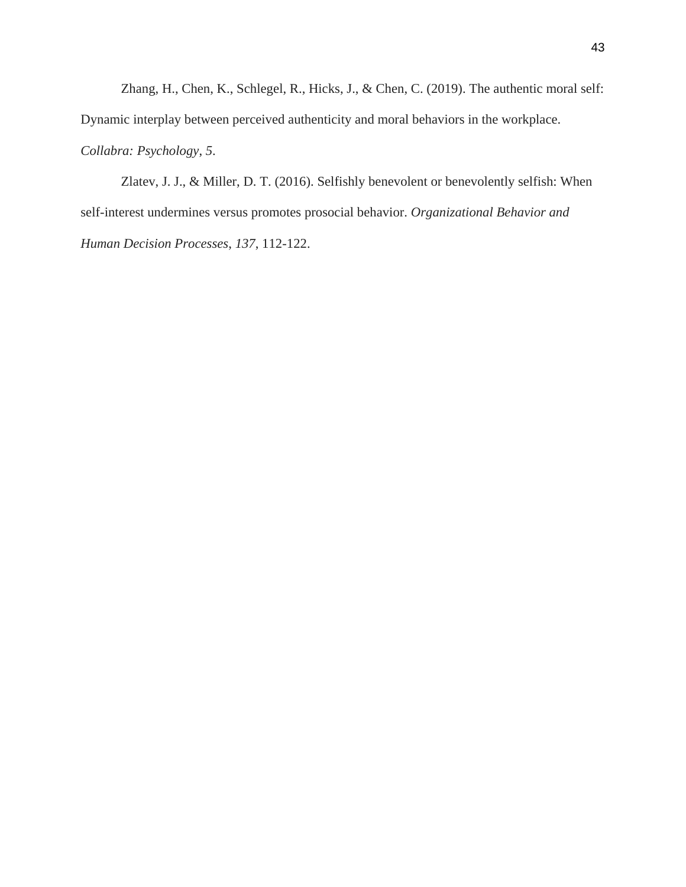Zhang, H., Chen, K., Schlegel, R., Hicks, J., & Chen, C. (2019). The authentic moral self: Dynamic interplay between perceived authenticity and moral behaviors in the workplace. *Collabra: Psychology*, *5*.

Zlatev, J. J., & Miller, D. T. (2016). Selfishly benevolent or benevolently selfish: When self-interest undermines versus promotes prosocial behavior. *Organizational Behavior and Human Decision Processes*, *137*, 112-122.